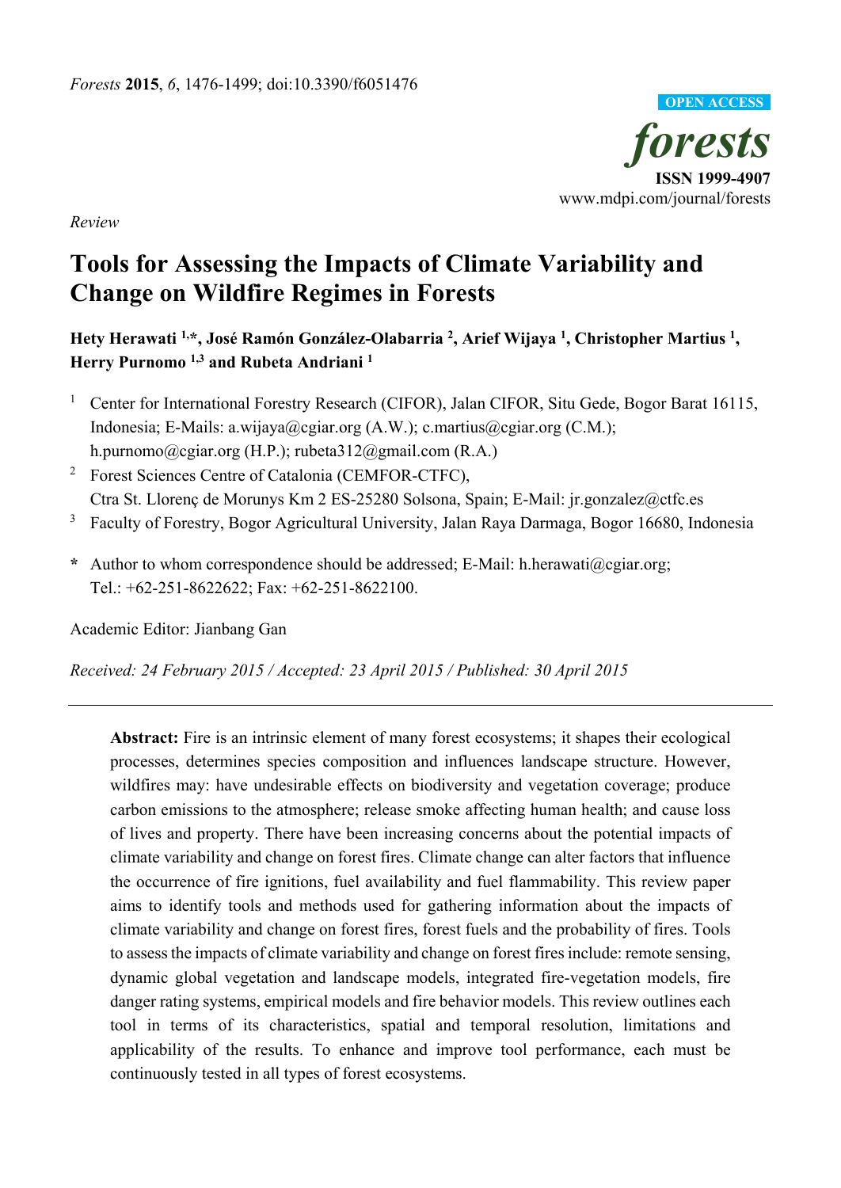*Forests* **2015**, *6*, 1476-1499; doi:10.3390/f6051476

**OPEN ACCESS**

***forests***

**ISSN 1999-4907**

www.mdpi.com/journal/forests

*Review*

# Tools for Assessing the Impacts of Climate Variability and Change on Wildfire Regimes in Forests

**Hety Herawati [1,*], José Ramón González-Olabarria [2], Arief Wijaya [1], Christopher Martius [1], Herry Purnomo [1,3] and Rubeta Andriani [1]**

[1] Center for International Forestry Research (CIFOR), Jalan CIFOR, Situ Gede, Bogor Barat 16115, Indonesia; E-Mails: a.wijaya@cgiar.org (A.W.); c.martius@cgiar.org (C.M.); h.purnomo@cgiar.org (H.P.); rubeta312@gmail.com (R.A.)

[2] Forest Sciences Centre of Catalonia (CEMFOR-CTFC), Ctra St. Llorenç de Morunys Km 2 ES-25280 Solsona, Spain; E-Mail: jr.gonzalez@ctfc.es

[3] Faculty of Forestry, Bogor Agricultural University, Jalan Raya Darmaga, Bogor 16680, Indonesia

**\*** Author to whom correspondence should be addressed; E-Mail: h.herawati@cgiar.org; Tel.: +62-251-8622622; Fax: +62-251-8622100.

Academic Editor: Jianbang Gan

*Received: 24 February 2015 / Accepted: 23 April 2015 / Published: 30 April 2015*

---

**Abstract:** Fire is an intrinsic element of many forest ecosystems; it shapes their ecological processes, determines species composition and influences landscape structure. However, wildfires may: have undesirable effects on biodiversity and vegetation coverage; produce carbon emissions to the atmosphere; release smoke affecting human health; and cause loss of lives and property. There have been increasing concerns about the potential impacts of climate variability and change on forest fires. Climate change can alter factors that influence the occurrence of fire ignitions, fuel availability and fuel flammability. This review paper aims to identify tools and methods used for gathering information about the impacts of climate variability and change on forest fires, forest fuels and the probability of fires. Tools to assess the impacts of climate variability and change on forest fires include: remote sensing, dynamic global vegetation and landscape models, integrated fire-vegetation models, fire danger rating systems, empirical models and fire behavior models. This review outlines each tool in terms of its characteristics, spatial and temporal resolution, limitations and applicability of the results. To enhance and improve tool performance, each must be continuously tested in all types of forest ecosystems.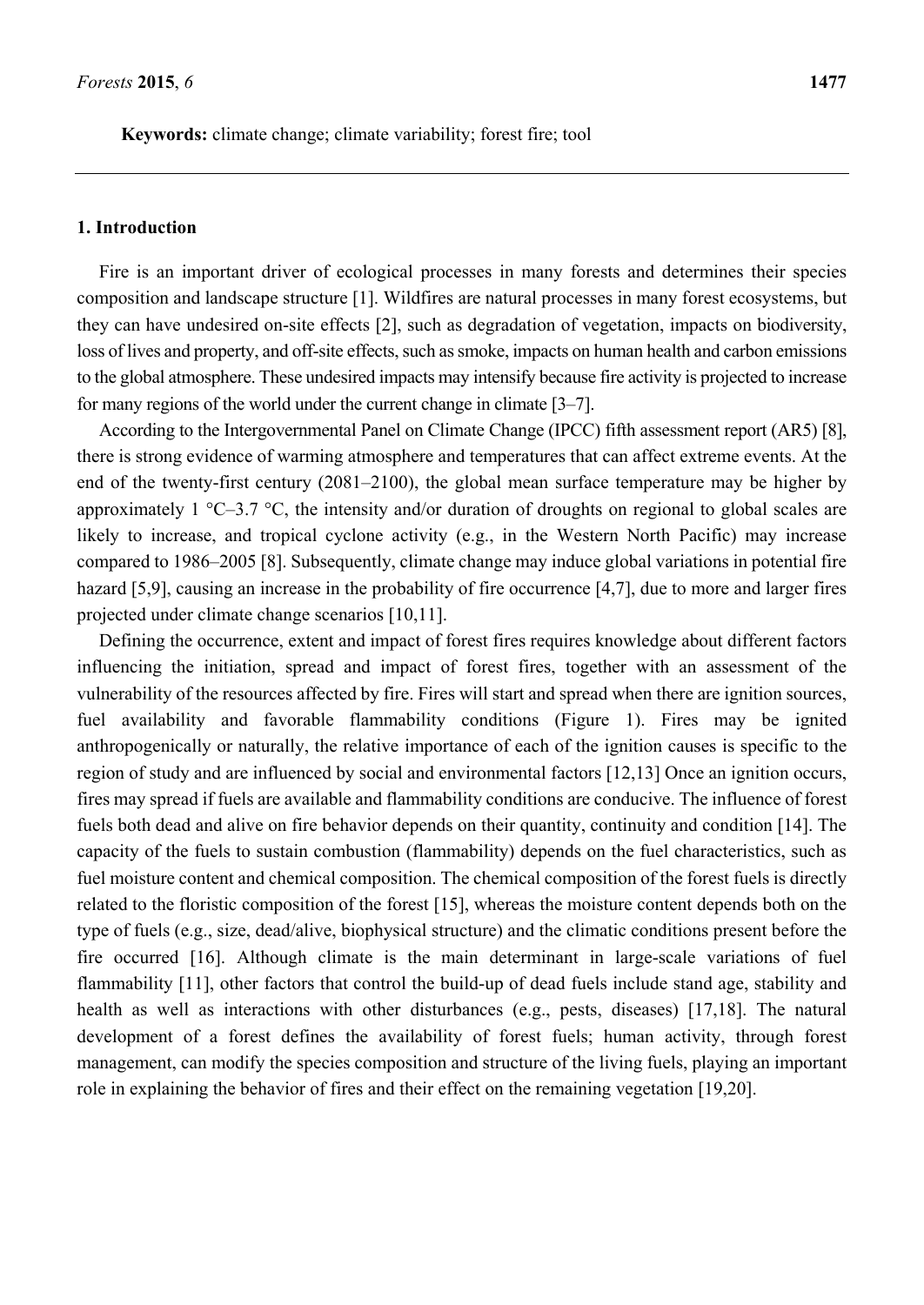**Keywords:** climate change; climate variability; forest fire; tool

## 1. Introduction

Fire is an important driver of ecological processes in many forests and determines their species composition and landscape structure [1]. Wildfires are natural processes in many forest ecosystems, but they can have undesired on-site effects [2], such as degradation of vegetation, impacts on biodiversity, loss of lives and property, and off-site effects, such as smoke, impacts on human health and carbon emissions to the global atmosphere. These undesired impacts may intensify because fire activity is projected to increase for many regions of the world under the current change in climate [3–7].

According to the Intergovernmental Panel on Climate Change (IPCC) fifth assessment report (AR5) [8], there is strong evidence of warming atmosphere and temperatures that can affect extreme events. At the end of the twenty-first century (2081–2100), the global mean surface temperature may be higher by approximately 1 °C–3.7 °C, the intensity and/or duration of droughts on regional to global scales are likely to increase, and tropical cyclone activity (e.g., in the Western North Pacific) may increase compared to 1986–2005 [8]. Subsequently, climate change may induce global variations in potential fire hazard [5,9], causing an increase in the probability of fire occurrence [4,7], due to more and larger fires projected under climate change scenarios [10,11].

Defining the occurrence, extent and impact of forest fires requires knowledge about different factors influencing the initiation, spread and impact of forest fires, together with an assessment of the vulnerability of the resources affected by fire. Fires will start and spread when there are ignition sources, fuel availability and favorable flammability conditions (Figure 1). Fires may be ignited anthropogenically or naturally, the relative importance of each of the ignition causes is specific to the region of study and are influenced by social and environmental factors [12,13] Once an ignition occurs, fires may spread if fuels are available and flammability conditions are conducive. The influence of forest fuels both dead and alive on fire behavior depends on their quantity, continuity and condition [14]. The capacity of the fuels to sustain combustion (flammability) depends on the fuel characteristics, such as fuel moisture content and chemical composition. The chemical composition of the forest fuels is directly related to the floristic composition of the forest [15], whereas the moisture content depends both on the type of fuels (e.g., size, dead/alive, biophysical structure) and the climatic conditions present before the fire occurred [16]. Although climate is the main determinant in large-scale variations of fuel flammability [11], other factors that control the build-up of dead fuels include stand age, stability and health as well as interactions with other disturbances (e.g., pests, diseases) [17,18]. The natural development of a forest defines the availability of forest fuels; human activity, through forest management, can modify the species composition and structure of the living fuels, playing an important role in explaining the behavior of fires and their effect on the remaining vegetation [19,20].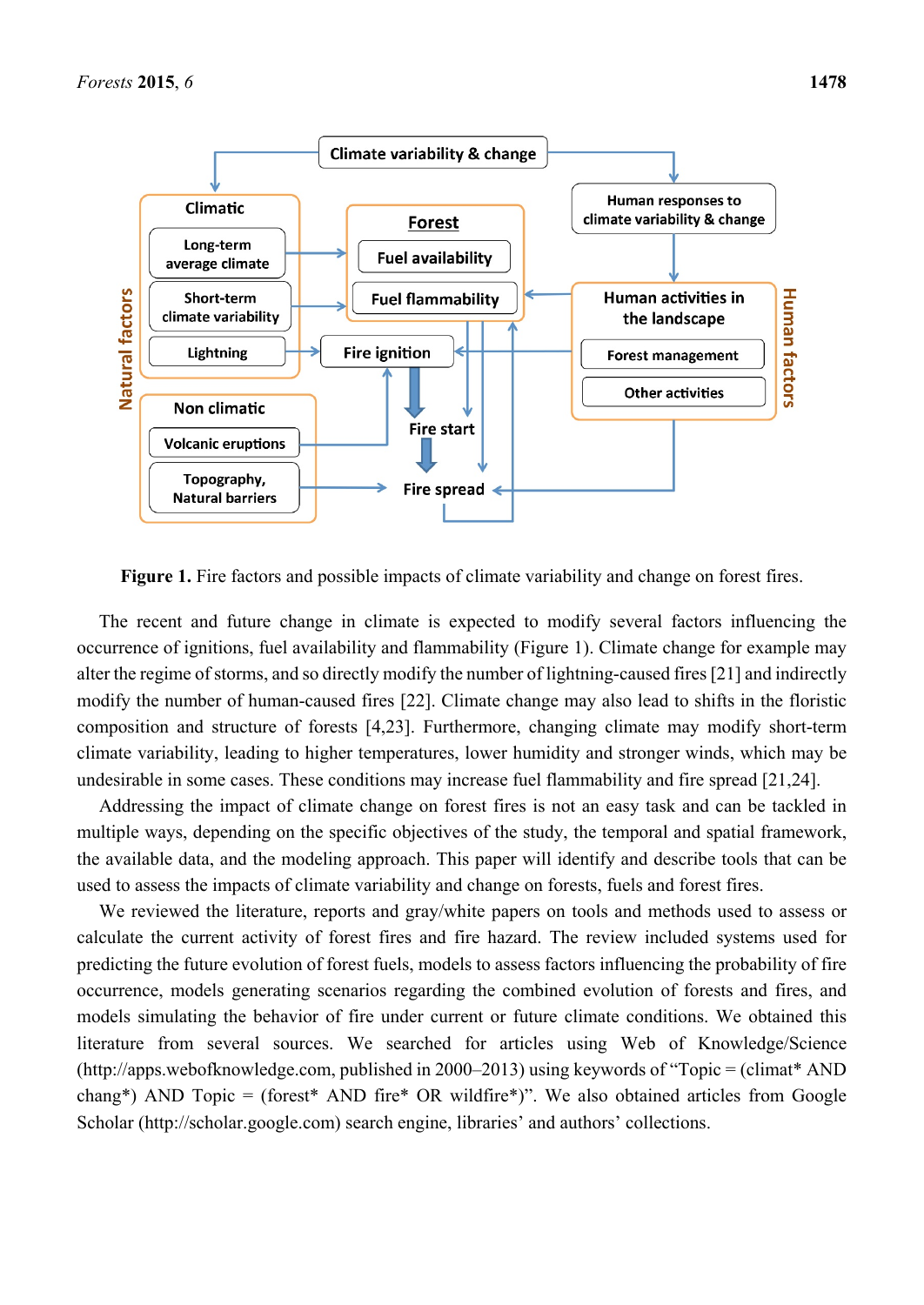**Figure 1.** Fire factors and possible impacts of climate variability and change on forest fires.

The recent and future change in climate is expected to modify several factors influencing the occurrence of ignitions, fuel availability and flammability (Figure 1). Climate change for example may alter the regime of storms, and so directly modify the number of lightning-caused fires [21] and indirectly modify the number of human-caused fires [22]. Climate change may also lead to shifts in the floristic composition and structure of forests [4,23]. Furthermore, changing climate may modify short-term climate variability, leading to higher temperatures, lower humidity and stronger winds, which may be undesirable in some cases. These conditions may increase fuel flammability and fire spread [21,24].

Addressing the impact of climate change on forest fires is not an easy task and can be tackled in multiple ways, depending on the specific objectives of the study, the temporal and spatial framework, the available data, and the modeling approach. This paper will identify and describe tools that can be used to assess the impacts of climate variability and change on forests, fuels and forest fires.

We reviewed the literature, reports and gray/white papers on tools and methods used to assess or calculate the current activity of forest fires and fire hazard. The review included systems used for predicting the future evolution of forest fuels, models to assess factors influencing the probability of fire occurrence, models generating scenarios regarding the combined evolution of forests and fires, and models simulating the behavior of fire under current or future climate conditions. We obtained this literature from several sources. We searched for articles using Web of Knowledge/Science (http://apps.webofknowledge.com, published in 2000–2013) using keywords of "Topic = (climat* AND chang*) AND Topic = (forest* AND fire* OR wildfire*)". We also obtained articles from Google Scholar (http://scholar.google.com) search engine, libraries' and authors' collections.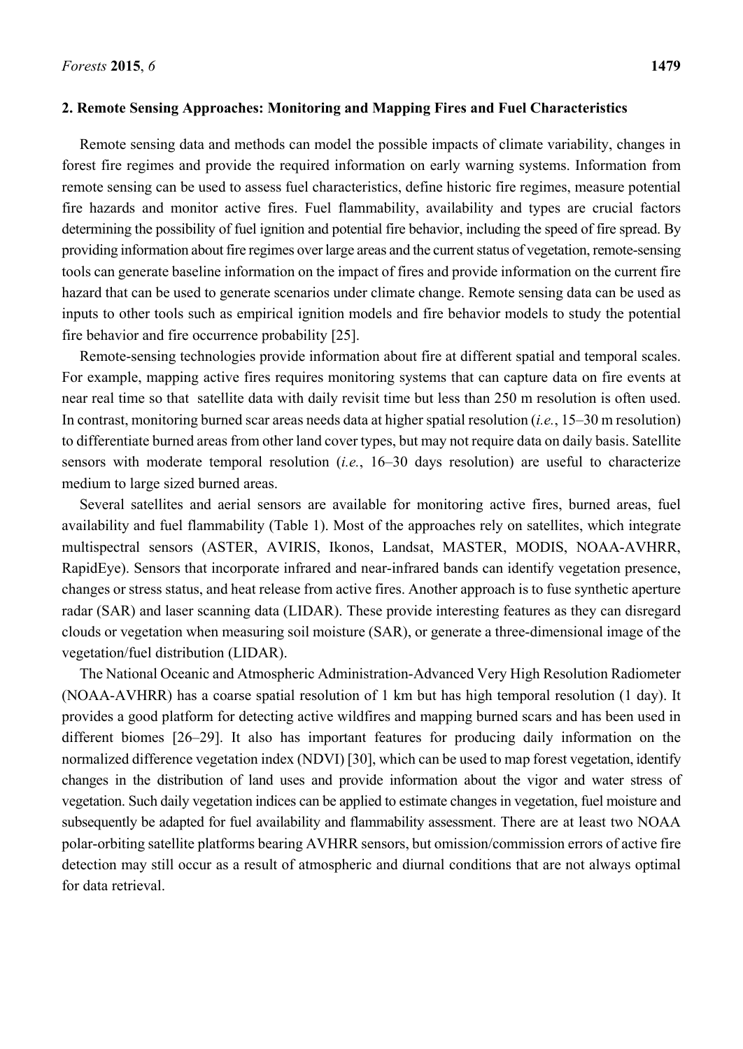## 2. Remote Sensing Approaches: Monitoring and Mapping Fires and Fuel Characteristics

Remote sensing data and methods can model the possible impacts of climate variability, changes in forest fire regimes and provide the required information on early warning systems. Information from remote sensing can be used to assess fuel characteristics, define historic fire regimes, measure potential fire hazards and monitor active fires. Fuel flammability, availability and types are crucial factors determining the possibility of fuel ignition and potential fire behavior, including the speed of fire spread. By providing information about fire regimes over large areas and the current status of vegetation, remote-sensing tools can generate baseline information on the impact of fires and provide information on the current fire hazard that can be used to generate scenarios under climate change. Remote sensing data can be used as inputs to other tools such as empirical ignition models and fire behavior models to study the potential fire behavior and fire occurrence probability [25].

Remote-sensing technologies provide information about fire at different spatial and temporal scales. For example, mapping active fires requires monitoring systems that can capture data on fire events at near real time so that satellite data with daily revisit time but less than 250 m resolution is often used. In contrast, monitoring burned scar areas needs data at higher spatial resolution (*i.e.*, 15–30 m resolution) to differentiate burned areas from other land cover types, but may not require data on daily basis. Satellite sensors with moderate temporal resolution (*i.e.*, 16–30 days resolution) are useful to characterize medium to large sized burned areas.

Several satellites and aerial sensors are available for monitoring active fires, burned areas, fuel availability and fuel flammability (Table 1). Most of the approaches rely on satellites, which integrate multispectral sensors (ASTER, AVIRIS, Ikonos, Landsat, MASTER, MODIS, NOAA-AVHRR, RapidEye). Sensors that incorporate infrared and near-infrared bands can identify vegetation presence, changes or stress status, and heat release from active fires. Another approach is to fuse synthetic aperture radar (SAR) and laser scanning data (LIDAR). These provide interesting features as they can disregard clouds or vegetation when measuring soil moisture (SAR), or generate a three-dimensional image of the vegetation/fuel distribution (LIDAR).

The National Oceanic and Atmospheric Administration-Advanced Very High Resolution Radiometer (NOAA-AVHRR) has a coarse spatial resolution of 1 km but has high temporal resolution (1 day). It provides a good platform for detecting active wildfires and mapping burned scars and has been used in different biomes [26–29]. It also has important features for producing daily information on the normalized difference vegetation index (NDVI) [30], which can be used to map forest vegetation, identify changes in the distribution of land uses and provide information about the vigor and water stress of vegetation. Such daily vegetation indices can be applied to estimate changes in vegetation, fuel moisture and subsequently be adapted for fuel availability and flammability assessment. There are at least two NOAA polar-orbiting satellite platforms bearing AVHRR sensors, but omission/commission errors of active fire detection may still occur as a result of atmospheric and diurnal conditions that are not always optimal for data retrieval.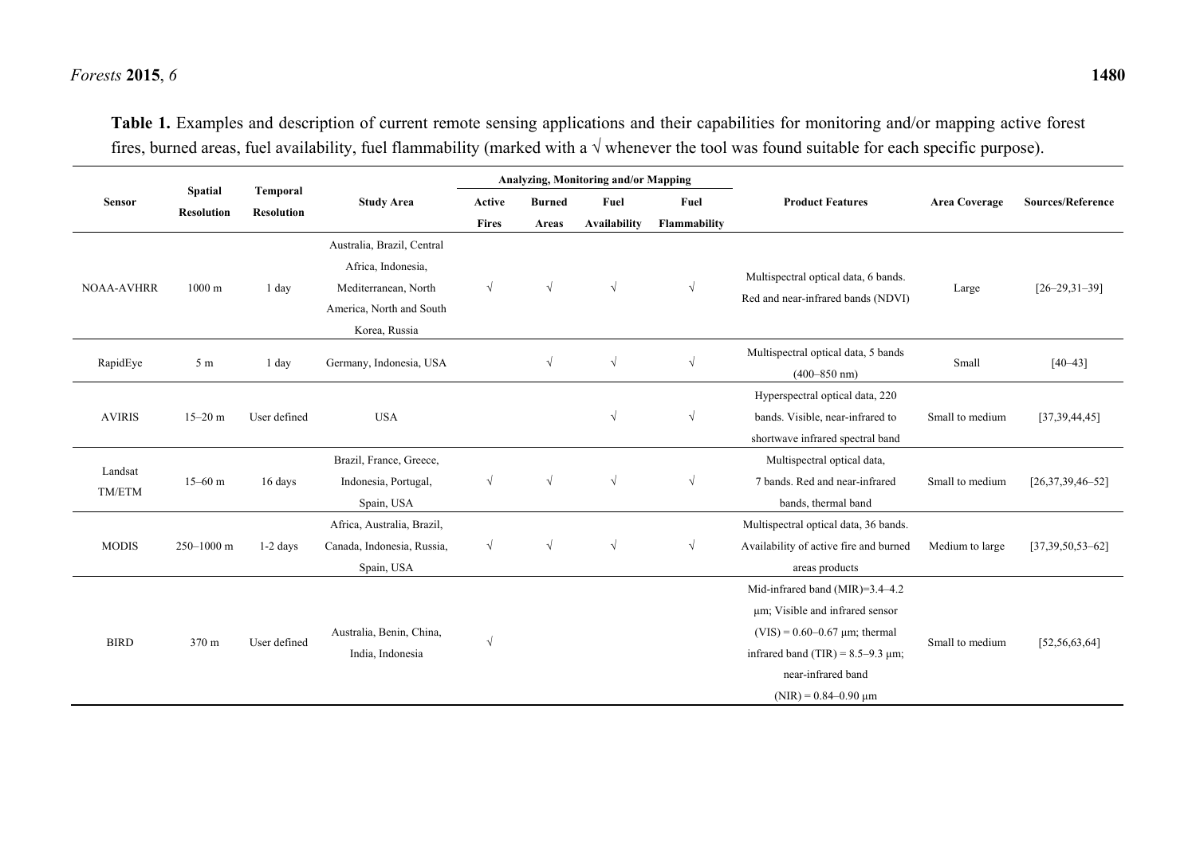**Table 1.** Examples and description of current remote sensing applications and their capabilities for monitoring and/or mapping active forest fires, burned areas, fuel availability, fuel flammability (marked with a √ whenever the tool was found suitable for each specific purpose).

| Sensor | Spatial Resolution | Temporal Resolution | Study Area | Analyzing, Monitoring and/or Mapping | | | | Product Features | Area Coverage | Sources/Reference |
|---|---|---|---|---|---|---|---|---|---|---|
| | | | | Active Fires | Burned Areas | Fuel Availability | Fuel Flammability | | | |
| NOAA-AVHRR | 1000 m | 1 day | Australia, Brazil, Central Africa, Indonesia, Mediterranean, North America, North and South Korea, Russia | √ | √ | √ | √ | Multispectral optical data, 6 bands. Red and near-infrared bands (NDVI) | Large | [26–29,31–39] |
| RapidEye | 5 m | 1 day | Germany, Indonesia, USA | | √ | √ | √ | Multispectral optical data, 5 bands (400–850 nm) | Small | [40–43] |
| AVIRIS | 15–20 m | User defined | USA | | | √ | √ | Hyperspectral optical data, 220 bands. Visible, near-infrared to shortwave infrared spectral band | Small to medium | [37,39,44,45] |
| Landsat TM/ETM | 15–60 m | 16 days | Brazil, France, Greece, Indonesia, Portugal, Spain, USA | √ | √ | √ | √ | Multispectral optical data, 7 bands. Red and near-infrared bands, thermal band | Small to medium | [26,37,39,46–52] |
| MODIS | 250–1000 m | 1-2 days | Africa, Australia, Brazil, Canada, Indonesia, Russia, Spain, USA | √ | √ | √ | √ | Multispectral optical data, 36 bands. Availability of active fire and burned areas products | Medium to large | [37,39,50,53–62] |
| BIRD | 370 m | User defined | Australia, Benin, China, India, Indonesia | √ | | | | Mid-infrared band (MIR)=3.4–4.2 μm; Visible and infrared sensor (VIS) = 0.60–0.67 μm; thermal infrared band (TIR) = 8.5–9.3 μm; near-infrared band (NIR) = 0.84–0.90 μm | Small to medium | [52,56,63,64] |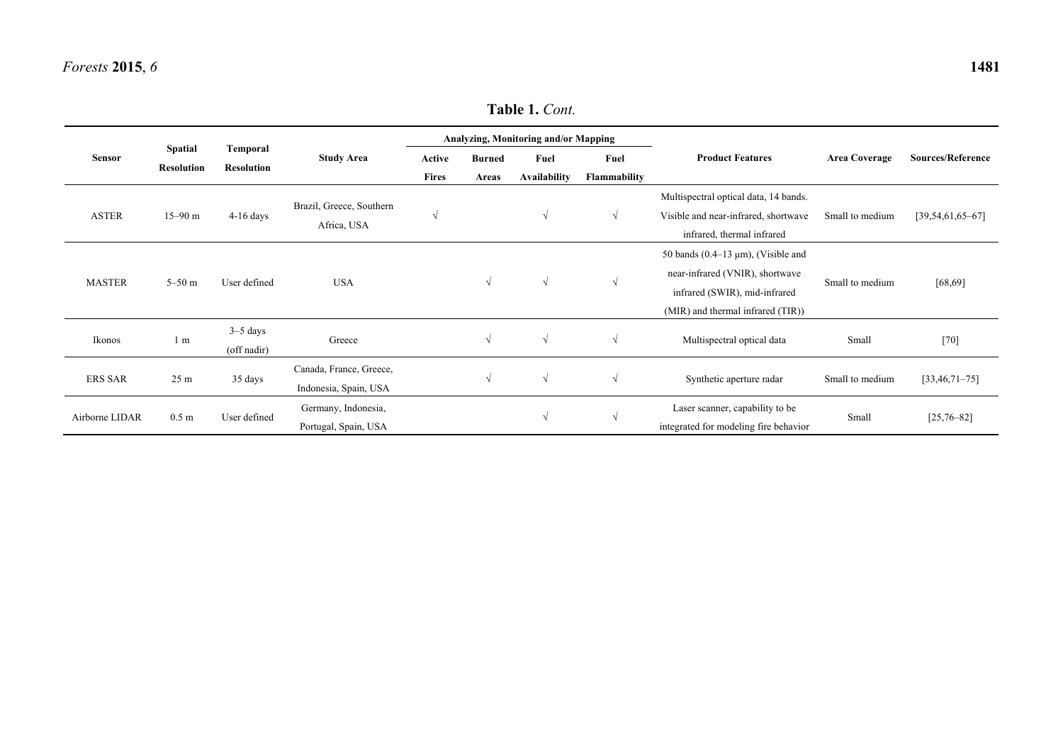**Table 1.** *Cont.*

| Sensor | Spatial Resolution | Temporal Resolution | Study Area | Analyzing, Monitoring and/or Mapping | | | | Product Features | Area Coverage | Sources/Reference |
|---|---|---|---|---|---|---|---|---|---|---|
| | | | | Active Fires | Burned Areas | Fuel Availability | Fuel Flammability | | | |
| ASTER | 15–90 m | 4-16 days | Brazil, Greece, Southern Africa, USA | √ | | √ | √ | Multispectral optical data, 14 bands. Visible and near-infrared, shortwave infrared, thermal infrared | Small to medium | [39,54,61,65–67] |
| MASTER | 5–50 m | User defined | USA | | √ | √ | √ | 50 bands (0.4–13 μm), (Visible and near-infrared (VNIR), shortwave infrared (SWIR), mid-infrared (MIR) and thermal infrared (TIR)) | Small to medium | [68,69] |
| Ikonos | 1 m | 3–5 days (off nadir) | Greece | | √ | √ | √ | Multispectral optical data | Small | [70] |
| ERS SAR | 25 m | 35 days | Canada, France, Greece, Indonesia, Spain, USA | | √ | √ | √ | Synthetic aperture radar | Small to medium | [33,46,71–75] |
| Airborne LIDAR | 0.5 m | User defined | Germany, Indonesia, Portugal, Spain, USA | | | √ | √ | Laser scanner, capability to be integrated for modeling fire behavior | Small | [25,76–82] |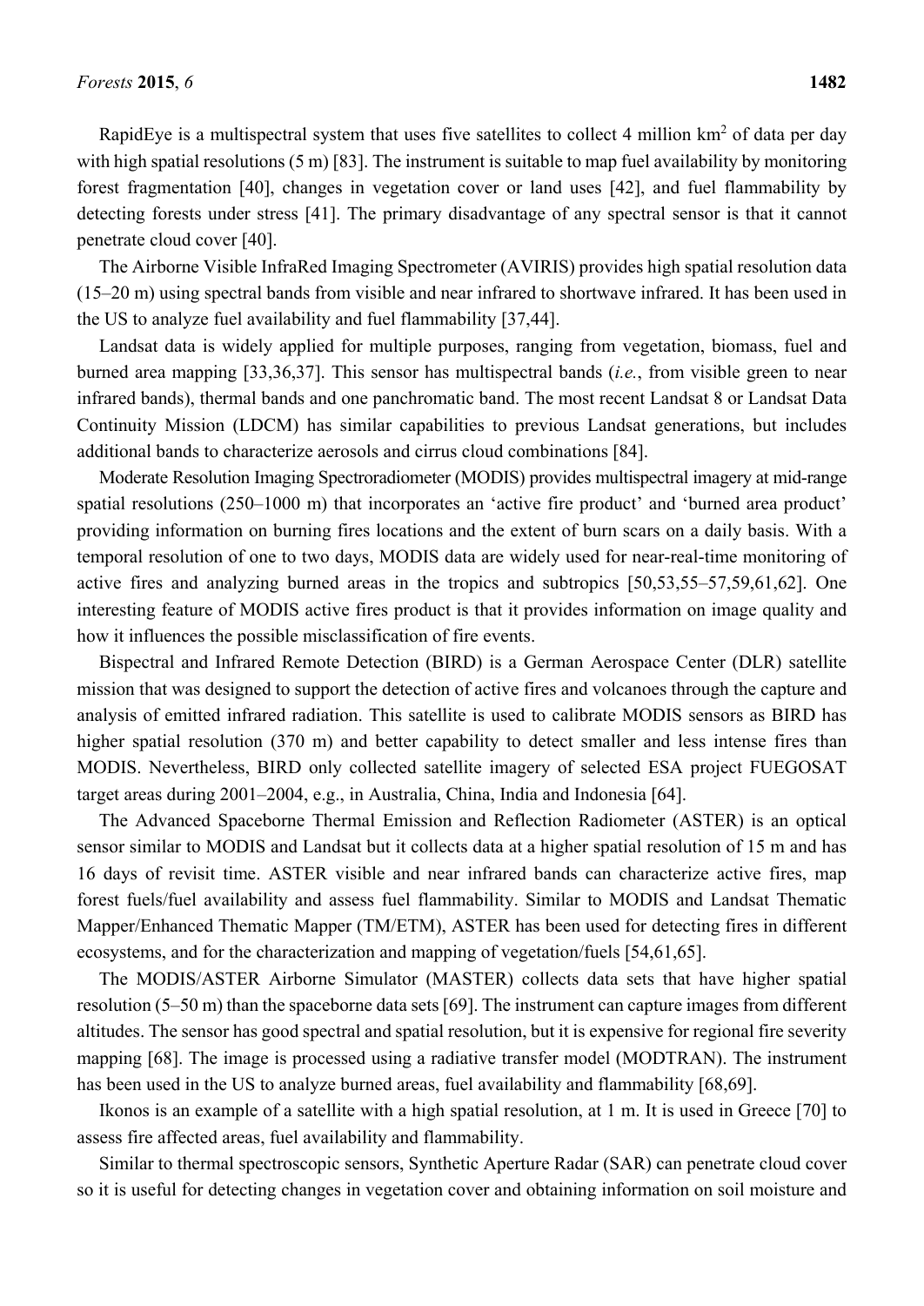RapidEye is a multispectral system that uses five satellites to collect 4 million km$^2$ of data per day with high spatial resolutions (5 m) [83]. The instrument is suitable to map fuel availability by monitoring forest fragmentation [40], changes in vegetation cover or land uses [42], and fuel flammability by detecting forests under stress [41]. The primary disadvantage of any spectral sensor is that it cannot penetrate cloud cover [40].

The Airborne Visible InfraRed Imaging Spectrometer (AVIRIS) provides high spatial resolution data (15–20 m) using spectral bands from visible and near infrared to shortwave infrared. It has been used in the US to analyze fuel availability and fuel flammability [37,44].

Landsat data is widely applied for multiple purposes, ranging from vegetation, biomass, fuel and burned area mapping [33,36,37]. This sensor has multispectral bands (*i.e.*, from visible green to near infrared bands), thermal bands and one panchromatic band. The most recent Landsat 8 or Landsat Data Continuity Mission (LDCM) has similar capabilities to previous Landsat generations, but includes additional bands to characterize aerosols and cirrus cloud combinations [84].

Moderate Resolution Imaging Spectroradiometer (MODIS) provides multispectral imagery at mid-range spatial resolutions (250–1000 m) that incorporates an 'active fire product' and 'burned area product' providing information on burning fires locations and the extent of burn scars on a daily basis. With a temporal resolution of one to two days, MODIS data are widely used for near-real-time monitoring of active fires and analyzing burned areas in the tropics and subtropics [50,53,55–57,59,61,62]. One interesting feature of MODIS active fires product is that it provides information on image quality and how it influences the possible misclassification of fire events.

Bispectral and Infrared Remote Detection (BIRD) is a German Aerospace Center (DLR) satellite mission that was designed to support the detection of active fires and volcanoes through the capture and analysis of emitted infrared radiation. This satellite is used to calibrate MODIS sensors as BIRD has higher spatial resolution (370 m) and better capability to detect smaller and less intense fires than MODIS. Nevertheless, BIRD only collected satellite imagery of selected ESA project FUEGOSAT target areas during 2001–2004, e.g., in Australia, China, India and Indonesia [64].

The Advanced Spaceborne Thermal Emission and Reflection Radiometer (ASTER) is an optical sensor similar to MODIS and Landsat but it collects data at a higher spatial resolution of 15 m and has 16 days of revisit time. ASTER visible and near infrared bands can characterize active fires, map forest fuels/fuel availability and assess fuel flammability. Similar to MODIS and Landsat Thematic Mapper/Enhanced Thematic Mapper (TM/ETM), ASTER has been used for detecting fires in different ecosystems, and for the characterization and mapping of vegetation/fuels [54,61,65].

The MODIS/ASTER Airborne Simulator (MASTER) collects data sets that have higher spatial resolution (5–50 m) than the spaceborne data sets [69]. The instrument can capture images from different altitudes. The sensor has good spectral and spatial resolution, but it is expensive for regional fire severity mapping [68]. The image is processed using a radiative transfer model (MODTRAN). The instrument has been used in the US to analyze burned areas, fuel availability and flammability [68,69].

Ikonos is an example of a satellite with a high spatial resolution, at 1 m. It is used in Greece [70] to assess fire affected areas, fuel availability and flammability.

Similar to thermal spectroscopic sensors, Synthetic Aperture Radar (SAR) can penetrate cloud cover so it is useful for detecting changes in vegetation cover and obtaining information on soil moisture and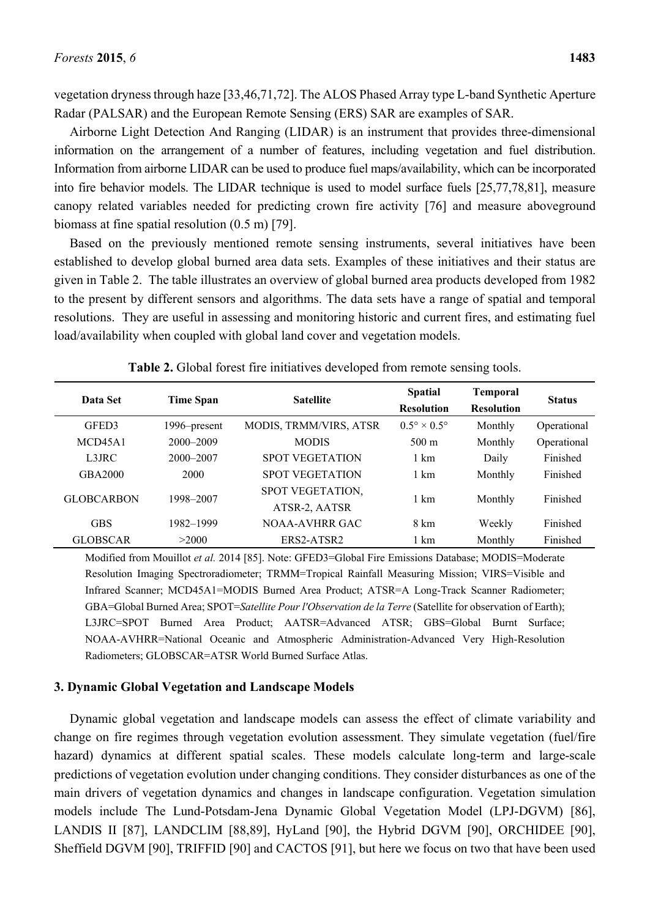vegetation dryness through haze [33,46,71,72]. The ALOS Phased Array type L-band Synthetic Aperture Radar (PALSAR) and the European Remote Sensing (ERS) SAR are examples of SAR.

Airborne Light Detection And Ranging (LIDAR) is an instrument that provides three-dimensional information on the arrangement of a number of features, including vegetation and fuel distribution. Information from airborne LIDAR can be used to produce fuel maps/availability, which can be incorporated into fire behavior models. The LIDAR technique is used to model surface fuels [25,77,78,81], measure canopy related variables needed for predicting crown fire activity [76] and measure aboveground biomass at fine spatial resolution (0.5 m) [79].

Based on the previously mentioned remote sensing instruments, several initiatives have been established to develop global burned area data sets. Examples of these initiatives and their status are given in Table 2. The table illustrates an overview of global burned area products developed from 1982 to the present by different sensors and algorithms. The data sets have a range of spatial and temporal resolutions. They are useful in assessing and monitoring historic and current fires, and estimating fuel load/availability when coupled with global land cover and vegetation models.

**Table 2.** Global forest fire initiatives developed from remote sensing tools.

| Data Set | Time Span | Satellite | Spatial Resolution | Temporal Resolution | Status |
|---|---|---|---|---|---|
| GFED3 | 1996–present | MODIS, TRMM/VIRS, ATSR | $0.5° \times 0.5°$ | Monthly | Operational |
| MCD45A1 | 2000–2009 | MODIS | 500 m | Monthly | Operational |
| L3JRC | 2000–2007 | SPOT VEGETATION | 1 km | Daily | Finished |
| GBA2000 | 2000 | SPOT VEGETATION | 1 km | Monthly | Finished |
| GLOBCARBON | 1998–2007 | SPOT VEGETATION, ATSR-2, AATSR | 1 km | Monthly | Finished |
| GBS | 1982–1999 | NOAA-AVHRR GAC | 8 km | Weekly | Finished |
| GLOBSCAR | >2000 | ERS2-ATSR2 | 1 km | Monthly | Finished |

Modified from Mouillot *et al.* 2014 [85]. Note: GFED3=Global Fire Emissions Database; MODIS=Moderate Resolution Imaging Spectroradiometer; TRMM=Tropical Rainfall Measuring Mission; VIRS=Visible and Infrared Scanner; MCD45A1=MODIS Burned Area Product; ATSR=A Long-Track Scanner Radiometer; GBA=Global Burned Area; SPOT=*Satellite Pour l'Observation de la Terre* (Satellite for observation of Earth); L3JRC=SPOT Burned Area Product; AATSR=Advanced ATSR; GBS=Global Burnt Surface; NOAA-AVHRR=National Oceanic and Atmospheric Administration-Advanced Very High-Resolution Radiometers; GLOBSCAR=ATSR World Burned Surface Atlas.

## 3. Dynamic Global Vegetation and Landscape Models

Dynamic global vegetation and landscape models can assess the effect of climate variability and change on fire regimes through vegetation evolution assessment. They simulate vegetation (fuel/fire hazard) dynamics at different spatial scales. These models calculate long-term and large-scale predictions of vegetation evolution under changing conditions. They consider disturbances as one of the main drivers of vegetation dynamics and changes in landscape configuration. Vegetation simulation models include The Lund-Potsdam-Jena Dynamic Global Vegetation Model (LPJ-DGVM) [86], LANDIS II [87], LANDCLIM [88,89], HyLand [90], the Hybrid DGVM [90], ORCHIDEE [90], Sheffield DGVM [90], TRIFFID [90] and CACTOS [91], but here we focus on two that have been used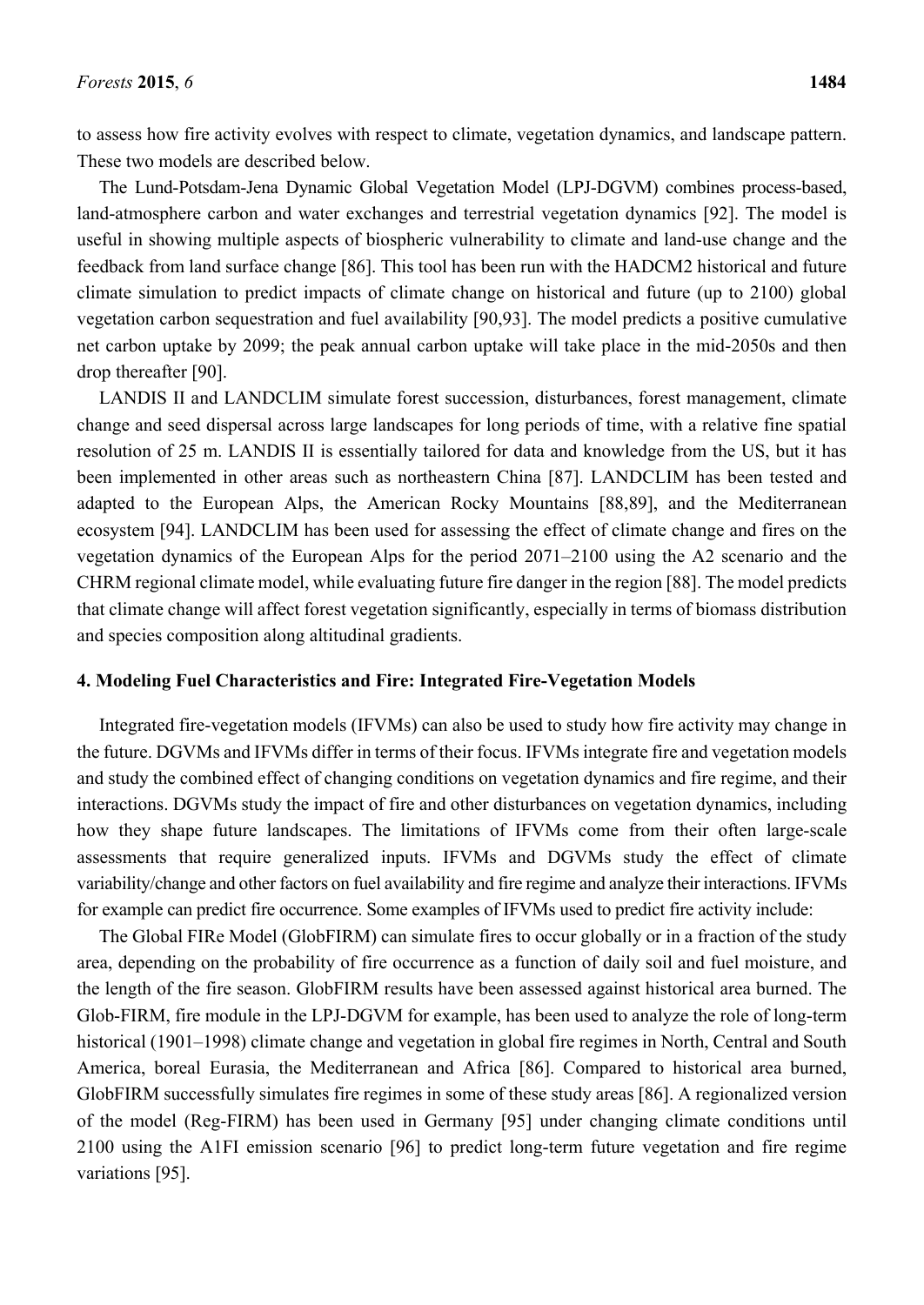to assess how fire activity evolves with respect to climate, vegetation dynamics, and landscape pattern. These two models are described below.

The Lund-Potsdam-Jena Dynamic Global Vegetation Model (LPJ-DGVM) combines process-based, land-atmosphere carbon and water exchanges and terrestrial vegetation dynamics [92]. The model is useful in showing multiple aspects of biospheric vulnerability to climate and land-use change and the feedback from land surface change [86]. This tool has been run with the HADCM2 historical and future climate simulation to predict impacts of climate change on historical and future (up to 2100) global vegetation carbon sequestration and fuel availability [90,93]. The model predicts a positive cumulative net carbon uptake by 2099; the peak annual carbon uptake will take place in the mid-2050s and then drop thereafter [90].

LANDIS II and LANDCLIM simulate forest succession, disturbances, forest management, climate change and seed dispersal across large landscapes for long periods of time, with a relative fine spatial resolution of 25 m. LANDIS II is essentially tailored for data and knowledge from the US, but it has been implemented in other areas such as northeastern China [87]. LANDCLIM has been tested and adapted to the European Alps, the American Rocky Mountains [88,89], and the Mediterranean ecosystem [94]. LANDCLIM has been used for assessing the effect of climate change and fires on the vegetation dynamics of the European Alps for the period 2071–2100 using the A2 scenario and the CHRM regional climate model, while evaluating future fire danger in the region [88]. The model predicts that climate change will affect forest vegetation significantly, especially in terms of biomass distribution and species composition along altitudinal gradients.

## 4. Modeling Fuel Characteristics and Fire: Integrated Fire-Vegetation Models

Integrated fire-vegetation models (IFVMs) can also be used to study how fire activity may change in the future. DGVMs and IFVMs differ in terms of their focus. IFVMs integrate fire and vegetation models and study the combined effect of changing conditions on vegetation dynamics and fire regime, and their interactions. DGVMs study the impact of fire and other disturbances on vegetation dynamics, including how they shape future landscapes. The limitations of IFVMs come from their often large-scale assessments that require generalized inputs. IFVMs and DGVMs study the effect of climate variability/change and other factors on fuel availability and fire regime and analyze their interactions. IFVMs for example can predict fire occurrence. Some examples of IFVMs used to predict fire activity include:

The Global FIRe Model (GlobFIRM) can simulate fires to occur globally or in a fraction of the study area, depending on the probability of fire occurrence as a function of daily soil and fuel moisture, and the length of the fire season. GlobFIRM results have been assessed against historical area burned. The Glob-FIRM, fire module in the LPJ-DGVM for example, has been used to analyze the role of long-term historical (1901–1998) climate change and vegetation in global fire regimes in North, Central and South America, boreal Eurasia, the Mediterranean and Africa [86]. Compared to historical area burned, GlobFIRM successfully simulates fire regimes in some of these study areas [86]. A regionalized version of the model (Reg-FIRM) has been used in Germany [95] under changing climate conditions until 2100 using the A1FI emission scenario [96] to predict long-term future vegetation and fire regime variations [95].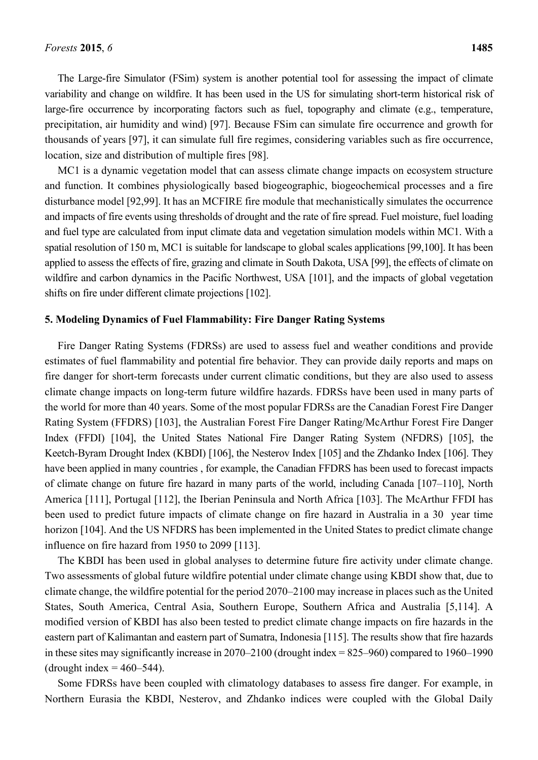The Large-fire Simulator (FSim) system is another potential tool for assessing the impact of climate variability and change on wildfire. It has been used in the US for simulating short-term historical risk of large-fire occurrence by incorporating factors such as fuel, topography and climate (e.g., temperature, precipitation, air humidity and wind) [97]. Because FSim can simulate fire occurrence and growth for thousands of years [97], it can simulate full fire regimes, considering variables such as fire occurrence, location, size and distribution of multiple fires [98].

MC1 is a dynamic vegetation model that can assess climate change impacts on ecosystem structure and function. It combines physiologically based biogeographic, biogeochemical processes and a fire disturbance model [92,99]. It has an MCFIRE fire module that mechanistically simulates the occurrence and impacts of fire events using thresholds of drought and the rate of fire spread. Fuel moisture, fuel loading and fuel type are calculated from input climate data and vegetation simulation models within MC1. With a spatial resolution of 150 m, MC1 is suitable for landscape to global scales applications [99,100]. It has been applied to assess the effects of fire, grazing and climate in South Dakota, USA [99], the effects of climate on wildfire and carbon dynamics in the Pacific Northwest, USA [101], and the impacts of global vegetation shifts on fire under different climate projections [102].

## 5. Modeling Dynamics of Fuel Flammability: Fire Danger Rating Systems

Fire Danger Rating Systems (FDRSs) are used to assess fuel and weather conditions and provide estimates of fuel flammability and potential fire behavior. They can provide daily reports and maps on fire danger for short-term forecasts under current climatic conditions, but they are also used to assess climate change impacts on long-term future wildfire hazards. FDRSs have been used in many parts of the world for more than 40 years. Some of the most popular FDRSs are the Canadian Forest Fire Danger Rating System (FFDRS) [103], the Australian Forest Fire Danger Rating/McArthur Forest Fire Danger Index (FFDI) [104], the United States National Fire Danger Rating System (NFDRS) [105], the Keetch-Byram Drought Index (KBDI) [106], the Nesterov Index [105] and the Zhdanko Index [106]. They have been applied in many countries , for example, the Canadian FFDRS has been used to forecast impacts of climate change on future fire hazard in many parts of the world, including Canada [107–110], North America [111], Portugal [112], the Iberian Peninsula and North Africa [103]. The McArthur FFDI has been used to predict future impacts of climate change on fire hazard in Australia in a 30 year time horizon [104]. And the US NFDRS has been implemented in the United States to predict climate change influence on fire hazard from 1950 to 2099 [113].

The KBDI has been used in global analyses to determine future fire activity under climate change. Two assessments of global future wildfire potential under climate change using KBDI show that, due to climate change, the wildfire potential for the period 2070–2100 may increase in places such as the United States, South America, Central Asia, Southern Europe, Southern Africa and Australia [5,114]. A modified version of KBDI has also been tested to predict climate change impacts on fire hazards in the eastern part of Kalimantan and eastern part of Sumatra, Indonesia [115]. The results show that fire hazards in these sites may significantly increase in 2070–2100 (drought index = 825–960) compared to 1960–1990 (drought index = 460–544).

Some FDRSs have been coupled with climatology databases to assess fire danger. For example, in Northern Eurasia the KBDI, Nesterov, and Zhdanko indices were coupled with the Global Daily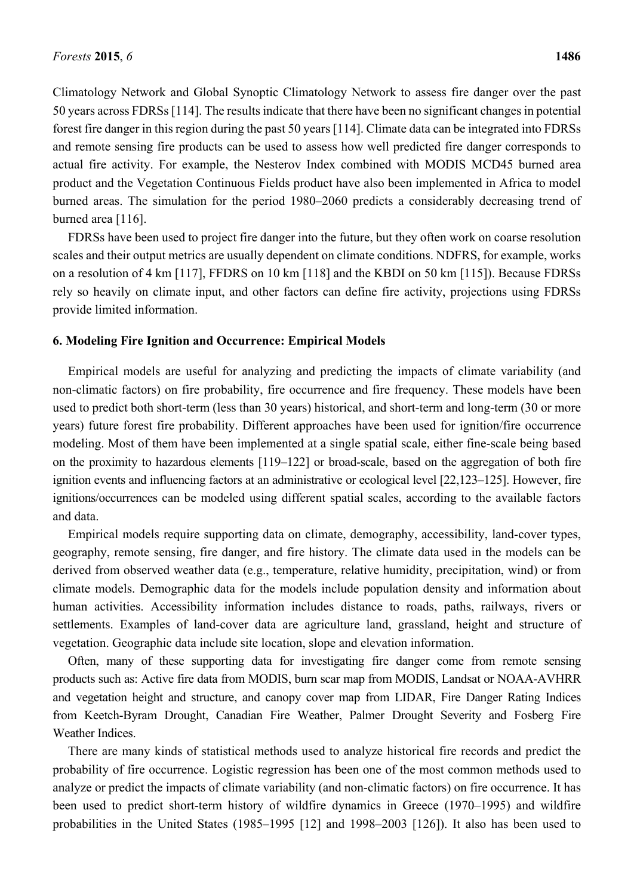Climatology Network and Global Synoptic Climatology Network to assess fire danger over the past 50 years across FDRSs [114]. The results indicate that there have been no significant changes in potential forest fire danger in this region during the past 50 years [114]. Climate data can be integrated into FDRSs and remote sensing fire products can be used to assess how well predicted fire danger corresponds to actual fire activity. For example, the Nesterov Index combined with MODIS MCD45 burned area product and the Vegetation Continuous Fields product have also been implemented in Africa to model burned areas. The simulation for the period 1980–2060 predicts a considerably decreasing trend of burned area [116].

FDRSs have been used to project fire danger into the future, but they often work on coarse resolution scales and their output metrics are usually dependent on climate conditions. NDFRS, for example, works on a resolution of 4 km [117], FFDRS on 10 km [118] and the KBDI on 50 km [115]). Because FDRSs rely so heavily on climate input, and other factors can define fire activity, projections using FDRSs provide limited information.

## 6. Modeling Fire Ignition and Occurrence: Empirical Models

Empirical models are useful for analyzing and predicting the impacts of climate variability (and non-climatic factors) on fire probability, fire occurrence and fire frequency. These models have been used to predict both short-term (less than 30 years) historical, and short-term and long-term (30 or more years) future forest fire probability. Different approaches have been used for ignition/fire occurrence modeling. Most of them have been implemented at a single spatial scale, either fine-scale being based on the proximity to hazardous elements [119–122] or broad-scale, based on the aggregation of both fire ignition events and influencing factors at an administrative or ecological level [22,123–125]. However, fire ignitions/occurrences can be modeled using different spatial scales, according to the available factors and data.

Empirical models require supporting data on climate, demography, accessibility, land-cover types, geography, remote sensing, fire danger, and fire history. The climate data used in the models can be derived from observed weather data (e.g., temperature, relative humidity, precipitation, wind) or from climate models. Demographic data for the models include population density and information about human activities. Accessibility information includes distance to roads, paths, railways, rivers or settlements. Examples of land-cover data are agriculture land, grassland, height and structure of vegetation. Geographic data include site location, slope and elevation information.

Often, many of these supporting data for investigating fire danger come from remote sensing products such as: Active fire data from MODIS, burn scar map from MODIS, Landsat or NOAA-AVHRR and vegetation height and structure, and canopy cover map from LIDAR, Fire Danger Rating Indices from Keetch-Byram Drought, Canadian Fire Weather, Palmer Drought Severity and Fosberg Fire Weather Indices.

There are many kinds of statistical methods used to analyze historical fire records and predict the probability of fire occurrence. Logistic regression has been one of the most common methods used to analyze or predict the impacts of climate variability (and non-climatic factors) on fire occurrence. It has been used to predict short-term history of wildfire dynamics in Greece (1970–1995) and wildfire probabilities in the United States (1985–1995 [12] and 1998–2003 [126]). It also has been used to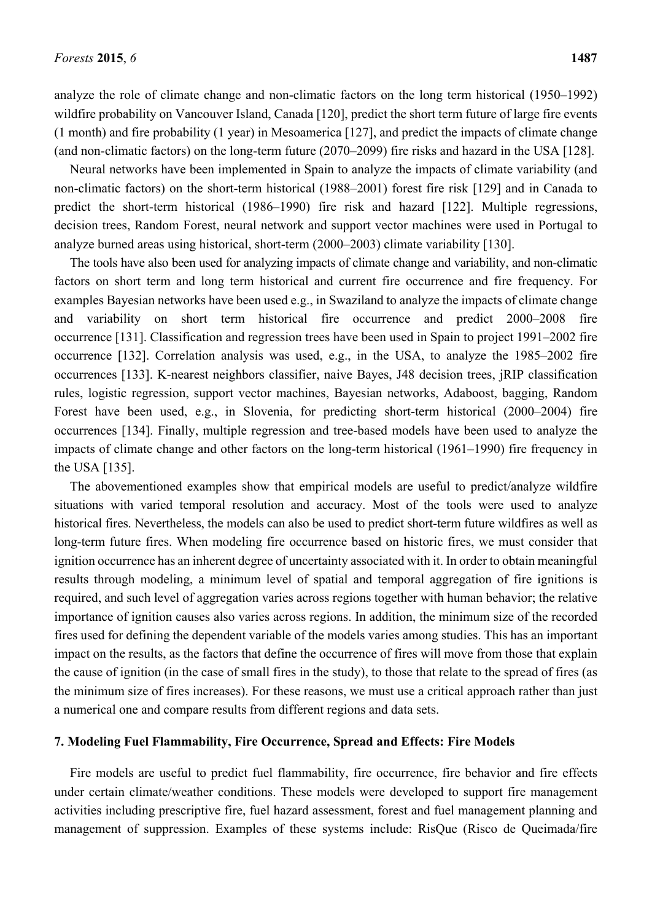analyze the role of climate change and non-climatic factors on the long term historical (1950–1992) wildfire probability on Vancouver Island, Canada [120], predict the short term future of large fire events (1 month) and fire probability (1 year) in Mesoamerica [127], and predict the impacts of climate change (and non-climatic factors) on the long-term future (2070–2099) fire risks and hazard in the USA [128].

Neural networks have been implemented in Spain to analyze the impacts of climate variability (and non-climatic factors) on the short-term historical (1988–2001) forest fire risk [129] and in Canada to predict the short-term historical (1986–1990) fire risk and hazard [122]. Multiple regressions, decision trees, Random Forest, neural network and support vector machines were used in Portugal to analyze burned areas using historical, short-term (2000–2003) climate variability [130].

The tools have also been used for analyzing impacts of climate change and variability, and non-climatic factors on short term and long term historical and current fire occurrence and fire frequency. For examples Bayesian networks have been used e.g., in Swaziland to analyze the impacts of climate change and variability on short term historical fire occurrence and predict 2000–2008 fire occurrence [131]. Classification and regression trees have been used in Spain to project 1991–2002 fire occurrence [132]. Correlation analysis was used, e.g., in the USA, to analyze the 1985–2002 fire occurrences [133]. K-nearest neighbors classifier, naive Bayes, J48 decision trees, jRIP classification rules, logistic regression, support vector machines, Bayesian networks, Adaboost, bagging, Random Forest have been used, e.g., in Slovenia, for predicting short-term historical (2000–2004) fire occurrences [134]. Finally, multiple regression and tree-based models have been used to analyze the impacts of climate change and other factors on the long-term historical (1961–1990) fire frequency in the USA [135].

The abovementioned examples show that empirical models are useful to predict/analyze wildfire situations with varied temporal resolution and accuracy. Most of the tools were used to analyze historical fires. Nevertheless, the models can also be used to predict short-term future wildfires as well as long-term future fires. When modeling fire occurrence based on historic fires, we must consider that ignition occurrence has an inherent degree of uncertainty associated with it. In order to obtain meaningful results through modeling, a minimum level of spatial and temporal aggregation of fire ignitions is required, and such level of aggregation varies across regions together with human behavior; the relative importance of ignition causes also varies across regions. In addition, the minimum size of the recorded fires used for defining the dependent variable of the models varies among studies. This has an important impact on the results, as the factors that define the occurrence of fires will move from those that explain the cause of ignition (in the case of small fires in the study), to those that relate to the spread of fires (as the minimum size of fires increases). For these reasons, we must use a critical approach rather than just a numerical one and compare results from different regions and data sets.

## 7. Modeling Fuel Flammability, Fire Occurrence, Spread and Effects: Fire Models

Fire models are useful to predict fuel flammability, fire occurrence, fire behavior and fire effects under certain climate/weather conditions. These models were developed to support fire management activities including prescriptive fire, fuel hazard assessment, forest and fuel management planning and management of suppression. Examples of these systems include: RisQue (Risco de Queimada/fire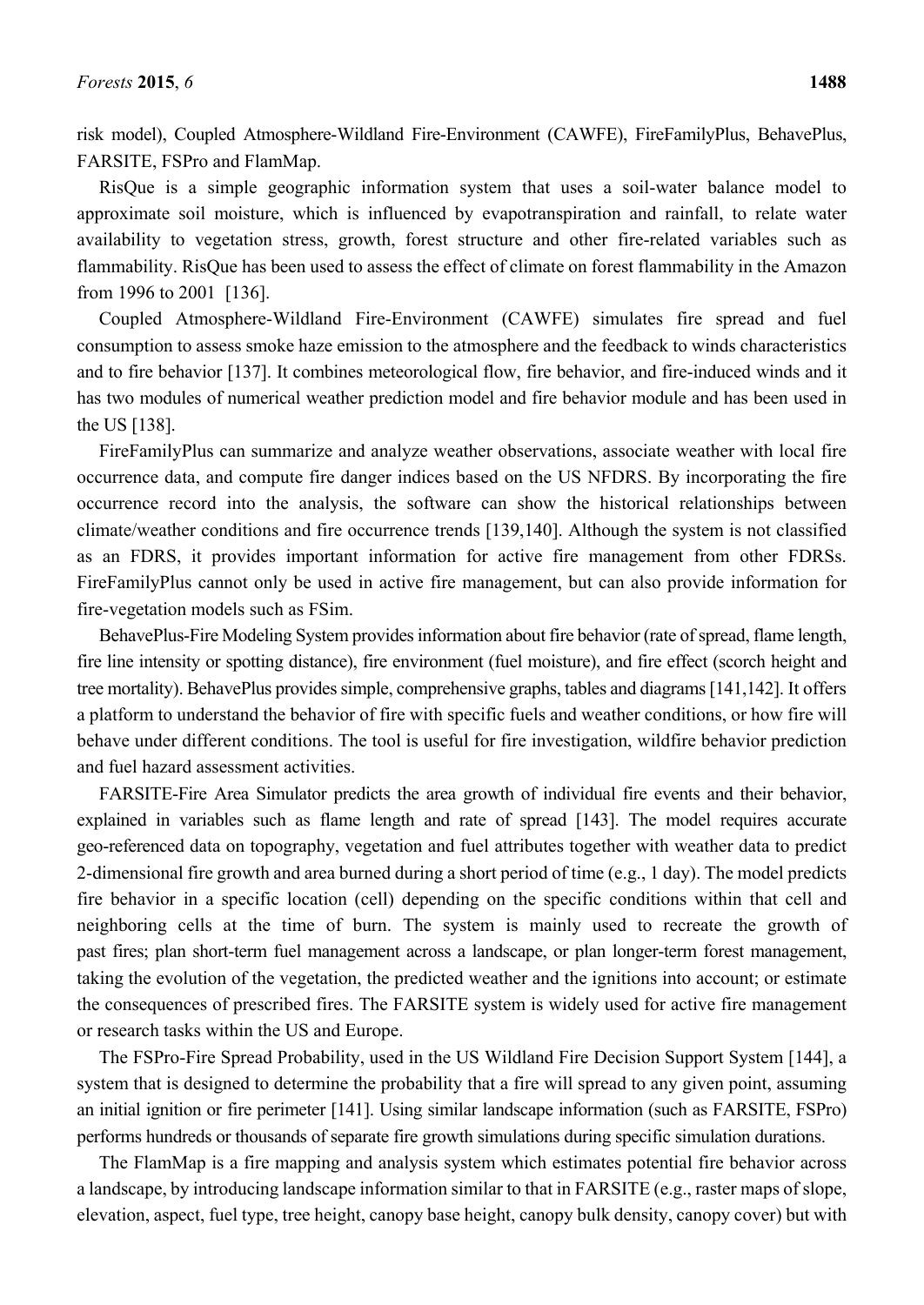risk model), Coupled Atmosphere-Wildland Fire-Environment (CAWFE), FireFamilyPlus, BehavePlus, FARSITE, FSPro and FlamMap.

RisQue is a simple geographic information system that uses a soil-water balance model to approximate soil moisture, which is influenced by evapotranspiration and rainfall, to relate water availability to vegetation stress, growth, forest structure and other fire-related variables such as flammability. RisQue has been used to assess the effect of climate on forest flammability in the Amazon from 1996 to 2001 [136].

Coupled Atmosphere-Wildland Fire-Environment (CAWFE) simulates fire spread and fuel consumption to assess smoke haze emission to the atmosphere and the feedback to winds characteristics and to fire behavior [137]. It combines meteorological flow, fire behavior, and fire-induced winds and it has two modules of numerical weather prediction model and fire behavior module and has been used in the US [138].

FireFamilyPlus can summarize and analyze weather observations, associate weather with local fire occurrence data, and compute fire danger indices based on the US NFDRS. By incorporating the fire occurrence record into the analysis, the software can show the historical relationships between climate/weather conditions and fire occurrence trends [139,140]. Although the system is not classified as an FDRS, it provides important information for active fire management from other FDRSs. FireFamilyPlus cannot only be used in active fire management, but can also provide information for fire-vegetation models such as FSim.

BehavePlus-Fire Modeling System provides information about fire behavior (rate of spread, flame length, fire line intensity or spotting distance), fire environment (fuel moisture), and fire effect (scorch height and tree mortality). BehavePlus provides simple, comprehensive graphs, tables and diagrams [141,142]. It offers a platform to understand the behavior of fire with specific fuels and weather conditions, or how fire will behave under different conditions. The tool is useful for fire investigation, wildfire behavior prediction and fuel hazard assessment activities.

FARSITE-Fire Area Simulator predicts the area growth of individual fire events and their behavior, explained in variables such as flame length and rate of spread [143]. The model requires accurate geo-referenced data on topography, vegetation and fuel attributes together with weather data to predict 2-dimensional fire growth and area burned during a short period of time (e.g., 1 day). The model predicts fire behavior in a specific location (cell) depending on the specific conditions within that cell and neighboring cells at the time of burn. The system is mainly used to recreate the growth of past fires; plan short-term fuel management across a landscape, or plan longer-term forest management, taking the evolution of the vegetation, the predicted weather and the ignitions into account; or estimate the consequences of prescribed fires. The FARSITE system is widely used for active fire management or research tasks within the US and Europe.

The FSPro-Fire Spread Probability, used in the US Wildland Fire Decision Support System [144], a system that is designed to determine the probability that a fire will spread to any given point, assuming an initial ignition or fire perimeter [141]. Using similar landscape information (such as FARSITE, FSPro) performs hundreds or thousands of separate fire growth simulations during specific simulation durations.

The FlamMap is a fire mapping and analysis system which estimates potential fire behavior across a landscape, by introducing landscape information similar to that in FARSITE (e.g., raster maps of slope, elevation, aspect, fuel type, tree height, canopy base height, canopy bulk density, canopy cover) but with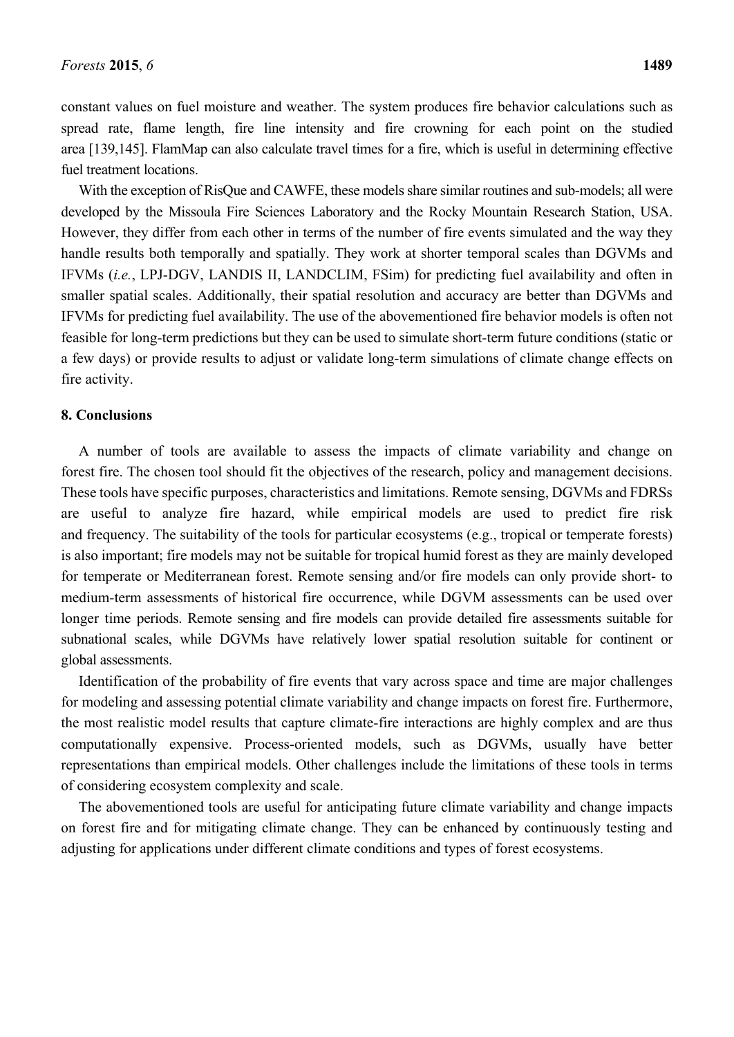constant values on fuel moisture and weather. The system produces fire behavior calculations such as spread rate, flame length, fire line intensity and fire crowning for each point on the studied area [139,145]. FlamMap can also calculate travel times for a fire, which is useful in determining effective fuel treatment locations.

With the exception of RisQue and CAWFE, these models share similar routines and sub-models; all were developed by the Missoula Fire Sciences Laboratory and the Rocky Mountain Research Station, USA. However, they differ from each other in terms of the number of fire events simulated and the way they handle results both temporally and spatially. They work at shorter temporal scales than DGVMs and IFVMs (*i.e.*, LPJ-DGV, LANDIS II, LANDCLIM, FSim) for predicting fuel availability and often in smaller spatial scales. Additionally, their spatial resolution and accuracy are better than DGVMs and IFVMs for predicting fuel availability. The use of the abovementioned fire behavior models is often not feasible for long-term predictions but they can be used to simulate short-term future conditions (static or a few days) or provide results to adjust or validate long-term simulations of climate change effects on fire activity.

## 8. Conclusions

A number of tools are available to assess the impacts of climate variability and change on forest fire. The chosen tool should fit the objectives of the research, policy and management decisions. These tools have specific purposes, characteristics and limitations. Remote sensing, DGVMs and FDRSs are useful to analyze fire hazard, while empirical models are used to predict fire risk and frequency. The suitability of the tools for particular ecosystems (e.g., tropical or temperate forests) is also important; fire models may not be suitable for tropical humid forest as they are mainly developed for temperate or Mediterranean forest. Remote sensing and/or fire models can only provide short- to medium-term assessments of historical fire occurrence, while DGVM assessments can be used over longer time periods. Remote sensing and fire models can provide detailed fire assessments suitable for subnational scales, while DGVMs have relatively lower spatial resolution suitable for continent or global assessments.

Identification of the probability of fire events that vary across space and time are major challenges for modeling and assessing potential climate variability and change impacts on forest fire. Furthermore, the most realistic model results that capture climate-fire interactions are highly complex and are thus computationally expensive. Process-oriented models, such as DGVMs, usually have better representations than empirical models. Other challenges include the limitations of these tools in terms of considering ecosystem complexity and scale.

The abovementioned tools are useful for anticipating future climate variability and change impacts on forest fire and for mitigating climate change. They can be enhanced by continuously testing and adjusting for applications under different climate conditions and types of forest ecosystems.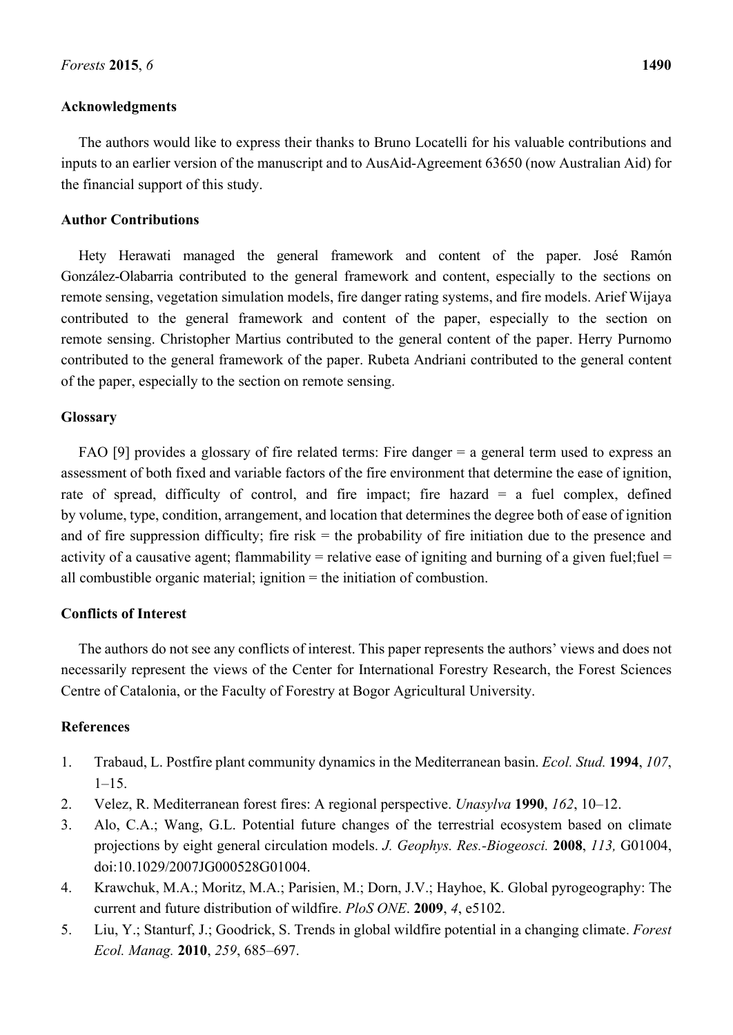## Acknowledgments

The authors would like to express their thanks to Bruno Locatelli for his valuable contributions and inputs to an earlier version of the manuscript and to AusAid-Agreement 63650 (now Australian Aid) for the financial support of this study.

## Author Contributions

Hety Herawati managed the general framework and content of the paper. José Ramón González-Olabarria contributed to the general framework and content, especially to the sections on remote sensing, vegetation simulation models, fire danger rating systems, and fire models. Arief Wijaya contributed to the general framework and content of the paper, especially to the section on remote sensing. Christopher Martius contributed to the general content of the paper. Herry Purnomo contributed to the general framework of the paper. Rubeta Andriani contributed to the general content of the paper, especially to the section on remote sensing.

## Glossary

FAO [9] provides a glossary of fire related terms: Fire danger = a general term used to express an assessment of both fixed and variable factors of the fire environment that determine the ease of ignition, rate of spread, difficulty of control, and fire impact; fire hazard = a fuel complex, defined by volume, type, condition, arrangement, and location that determines the degree both of ease of ignition and of fire suppression difficulty; fire risk = the probability of fire initiation due to the presence and activity of a causative agent; flammability = relative ease of igniting and burning of a given fuel;fuel = all combustible organic material; ignition = the initiation of combustion.

## Conflicts of Interest

The authors do not see any conflicts of interest. This paper represents the authors' views and does not necessarily represent the views of the Center for International Forestry Research, the Forest Sciences Centre of Catalonia, or the Faculty of Forestry at Bogor Agricultural University.

## References

1. Trabaud, L. Postfire plant community dynamics in the Mediterranean basin. *Ecol. Stud.* **1994**, *107*, 1–15.
2. Velez, R. Mediterranean forest fires: A regional perspective. *Unasylva* **1990**, *162*, 10–12.
3. Alo, C.A.; Wang, G.L. Potential future changes of the terrestrial ecosystem based on climate projections by eight general circulation models. *J. Geophys. Res.-Biogeosci.* **2008**, *113,* G01004, doi:10.1029/2007JG000528G01004.
4. Krawchuk, M.A.; Moritz, M.A.; Parisien, M.; Dorn, J.V.; Hayhoe, K. Global pyrogeography: The current and future distribution of wildfire. *PloS ONE*. **2009**, *4*, e5102.
5. Liu, Y.; Stanturf, J.; Goodrick, S. Trends in global wildfire potential in a changing climate. *Forest Ecol. Manag.* **2010**, *259*, 685–697.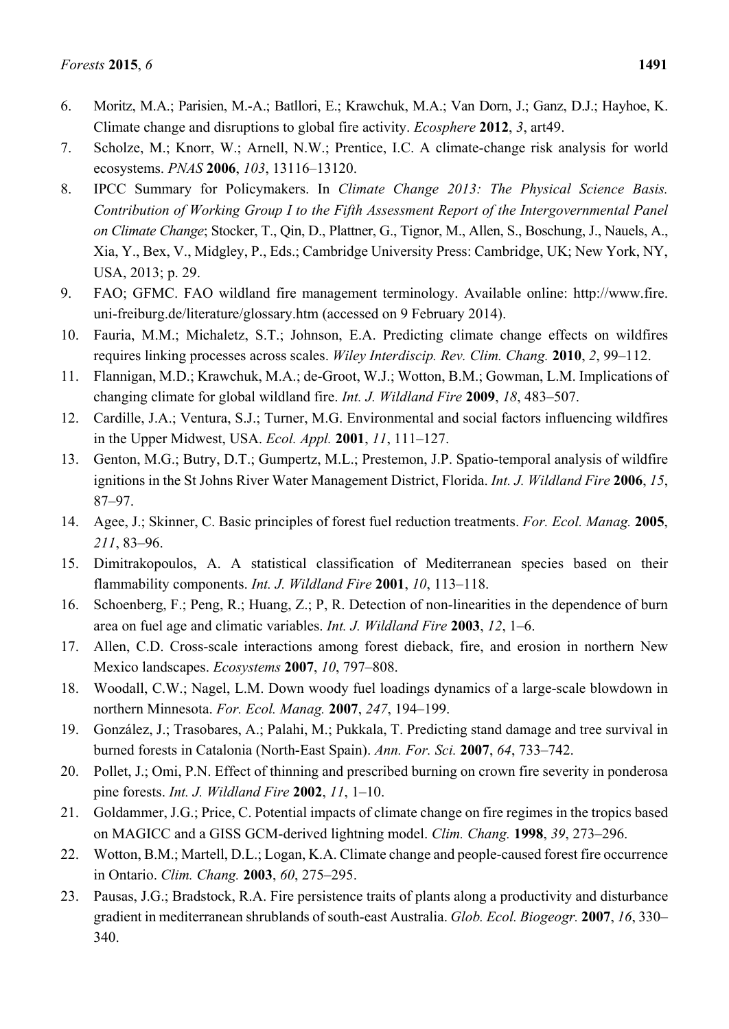6. Moritz, M.A.; Parisien, M.-A.; Batllori, E.; Krawchuk, M.A.; Van Dorn, J.; Ganz, D.J.; Hayhoe, K. Climate change and disruptions to global fire activity. *Ecosphere* **2012**, *3*, art49.
7. Scholze, M.; Knorr, W.; Arnell, N.W.; Prentice, I.C. A climate-change risk analysis for world ecosystems. *PNAS* **2006**, *103*, 13116–13120.
8. IPCC Summary for Policymakers. In *Climate Change 2013: The Physical Science Basis. Contribution of Working Group I to the Fifth Assessment Report of the Intergovernmental Panel on Climate Change*; Stocker, T., Qin, D., Plattner, G., Tignor, M., Allen, S., Boschung, J., Nauels, A., Xia, Y., Bex, V., Midgley, P., Eds.; Cambridge University Press: Cambridge, UK; New York, NY, USA, 2013; p. 29.
9. FAO; GFMC. FAO wildland fire management terminology. Available online: http://www.fire.uni-freiburg.de/literature/glossary.htm (accessed on 9 February 2014).
10. Fauria, M.M.; Michaletz, S.T.; Johnson, E.A. Predicting climate change effects on wildfires requires linking processes across scales. *Wiley Interdiscip. Rev. Clim. Chang.* **2010**, *2*, 99–112.
11. Flannigan, M.D.; Krawchuk, M.A.; de-Groot, W.J.; Wotton, B.M.; Gowman, L.M. Implications of changing climate for global wildland fire. *Int. J. Wildland Fire* **2009**, *18*, 483–507.
12. Cardille, J.A.; Ventura, S.J.; Turner, M.G. Environmental and social factors influencing wildfires in the Upper Midwest, USA. *Ecol. Appl.* **2001**, *11*, 111–127.
13. Genton, M.G.; Butry, D.T.; Gumpertz, M.L.; Prestemon, J.P. Spatio-temporal analysis of wildfire ignitions in the St Johns River Water Management District, Florida. *Int. J. Wildland Fire* **2006**, *15*, 87–97.
14. Agee, J.; Skinner, C. Basic principles of forest fuel reduction treatments. *For. Ecol. Manag.* **2005**, *211*, 83–96.
15. Dimitrakopoulos, A. A statistical classification of Mediterranean species based on their flammability components. *Int. J. Wildland Fire* **2001**, *10*, 113–118.
16. Schoenberg, F.; Peng, R.; Huang, Z.; P, R. Detection of non-linearities in the dependence of burn area on fuel age and climatic variables. *Int. J. Wildland Fire* **2003**, *12*, 1–6.
17. Allen, C.D. Cross-scale interactions among forest dieback, fire, and erosion in northern New Mexico landscapes. *Ecosystems* **2007**, *10*, 797–808.
18. Woodall, C.W.; Nagel, L.M. Down woody fuel loadings dynamics of a large-scale blowdown in northern Minnesota. *For. Ecol. Manag.* **2007**, *247*, 194–199.
19. González, J.; Trasobares, A.; Palahi, M.; Pukkala, T. Predicting stand damage and tree survival in burned forests in Catalonia (North-East Spain). *Ann. For. Sci.* **2007**, *64*, 733–742.
20. Pollet, J.; Omi, P.N. Effect of thinning and prescribed burning on crown fire severity in ponderosa pine forests. *Int. J. Wildland Fire* **2002**, *11*, 1–10.
21. Goldammer, J.G.; Price, C. Potential impacts of climate change on fire regimes in the tropics based on MAGICC and a GISS GCM-derived lightning model. *Clim. Chang.* **1998**, *39*, 273–296.
22. Wotton, B.M.; Martell, D.L.; Logan, K.A. Climate change and people-caused forest fire occurrence in Ontario. *Clim. Chang.* **2003**, *60*, 275–295.
23. Pausas, J.G.; Bradstock, R.A. Fire persistence traits of plants along a productivity and disturbance gradient in mediterranean shrublands of south-east Australia. *Glob. Ecol. Biogeogr.* **2007**, *16*, 330–340.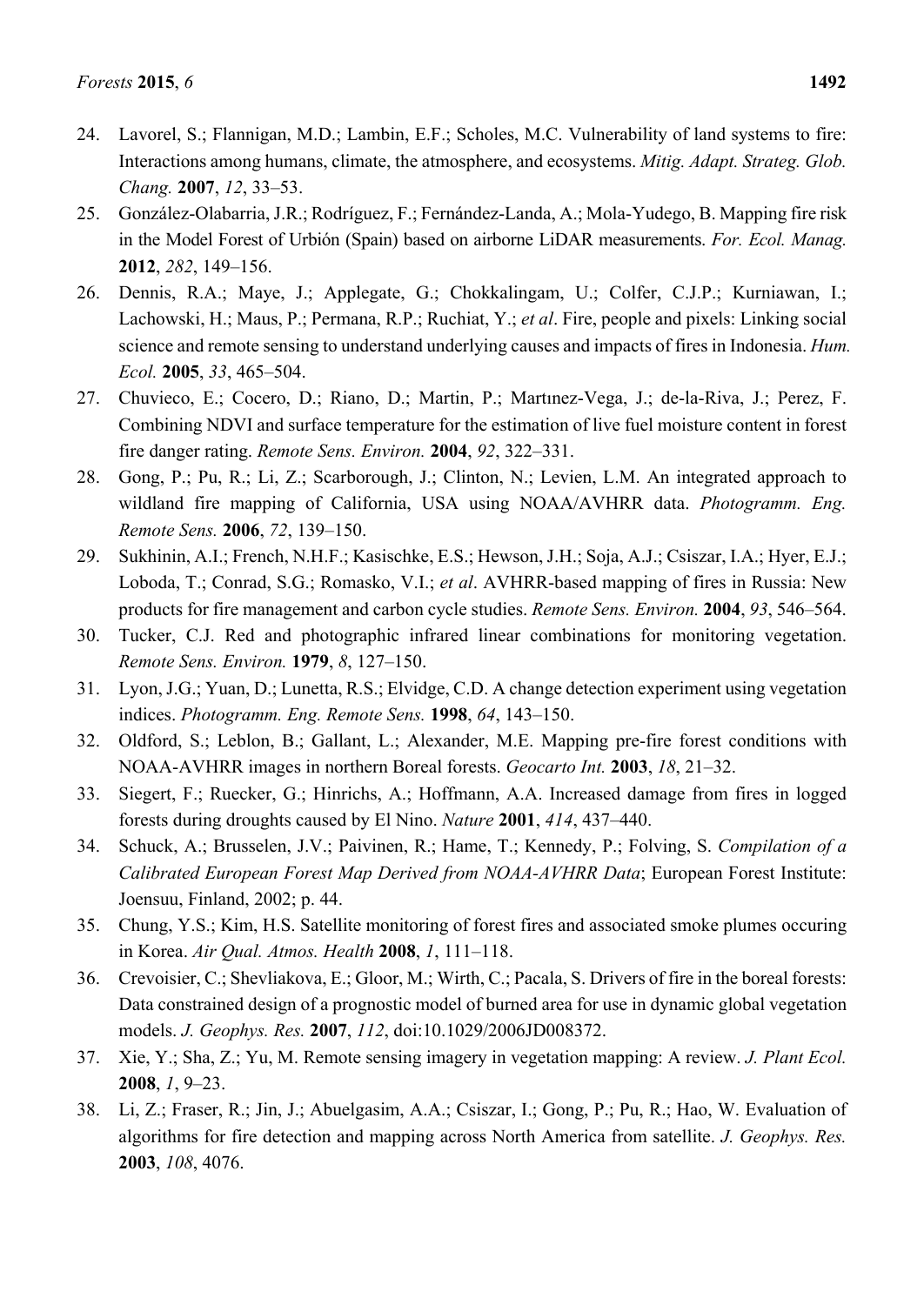24. Lavorel, S.; Flannigan, M.D.; Lambin, E.F.; Scholes, M.C. Vulnerability of land systems to fire: Interactions among humans, climate, the atmosphere, and ecosystems. *Mitig. Adapt. Strateg. Glob. Chang.* **2007**, *12*, 33–53.
25. González-Olabarria, J.R.; Rodríguez, F.; Fernández-Landa, A.; Mola-Yudego, B. Mapping fire risk in the Model Forest of Urbión (Spain) based on airborne LiDAR measurements. *For. Ecol. Manag.* **2012**, *282*, 149–156.
26. Dennis, R.A.; Maye, J.; Applegate, G.; Chokkalingam, U.; Colfer, C.J.P.; Kurniawan, I.; Lachowski, H.; Maus, P.; Permana, R.P.; Ruchiat, Y.; *et al*. Fire, people and pixels: Linking social science and remote sensing to understand underlying causes and impacts of fires in Indonesia. *Hum. Ecol.* **2005**, *33*, 465–504.
27. Chuvieco, E.; Cocero, D.; Riano, D.; Martin, P.; Martınez-Vega, J.; de-la-Riva, J.; Perez, F. Combining NDVI and surface temperature for the estimation of live fuel moisture content in forest fire danger rating. *Remote Sens. Environ.* **2004**, *92*, 322–331.
28. Gong, P.; Pu, R.; Li, Z.; Scarborough, J.; Clinton, N.; Levien, L.M. An integrated approach to wildland fire mapping of California, USA using NOAA/AVHRR data. *Photogramm. Eng. Remote Sens.* **2006**, *72*, 139–150.
29. Sukhinin, A.I.; French, N.H.F.; Kasischke, E.S.; Hewson, J.H.; Soja, A.J.; Csiszar, I.A.; Hyer, E.J.; Loboda, T.; Conrad, S.G.; Romasko, V.I.; *et al*. AVHRR-based mapping of fires in Russia: New products for fire management and carbon cycle studies. *Remote Sens. Environ.* **2004**, *93*, 546–564.
30. Tucker, C.J. Red and photographic infrared linear combinations for monitoring vegetation. *Remote Sens. Environ.* **1979**, *8*, 127–150.
31. Lyon, J.G.; Yuan, D.; Lunetta, R.S.; Elvidge, C.D. A change detection experiment using vegetation indices. *Photogramm. Eng. Remote Sens.* **1998**, *64*, 143–150.
32. Oldford, S.; Leblon, B.; Gallant, L.; Alexander, M.E. Mapping pre-fire forest conditions with NOAA-AVHRR images in northern Boreal forests. *Geocarto Int.* **2003**, *18*, 21–32.
33. Siegert, F.; Ruecker, G.; Hinrichs, A.; Hoffmann, A.A. Increased damage from fires in logged forests during droughts caused by El Nino. *Nature* **2001**, *414*, 437–440.
34. Schuck, A.; Brusselen, J.V.; Paivinen, R.; Hame, T.; Kennedy, P.; Folving, S. *Compilation of a Calibrated European Forest Map Derived from NOAA-AVHRR Data*; European Forest Institute: Joensuu, Finland, 2002; p. 44.
35. Chung, Y.S.; Kim, H.S. Satellite monitoring of forest fires and associated smoke plumes occuring in Korea. *Air Qual. Atmos. Health* **2008**, *1*, 111–118.
36. Crevoisier, C.; Shevliakova, E.; Gloor, M.; Wirth, C.; Pacala, S. Drivers of fire in the boreal forests: Data constrained design of a prognostic model of burned area for use in dynamic global vegetation models. *J. Geophys. Res.* **2007**, *112*, doi:10.1029/2006JD008372.
37. Xie, Y.; Sha, Z.; Yu, M. Remote sensing imagery in vegetation mapping: A review. *J. Plant Ecol.* **2008**, *1*, 9–23.
38. Li, Z.; Fraser, R.; Jin, J.; Abuelgasim, A.A.; Csiszar, I.; Gong, P.; Pu, R.; Hao, W. Evaluation of algorithms for fire detection and mapping across North America from satellite. *J. Geophys. Res.* **2003**, *108*, 4076.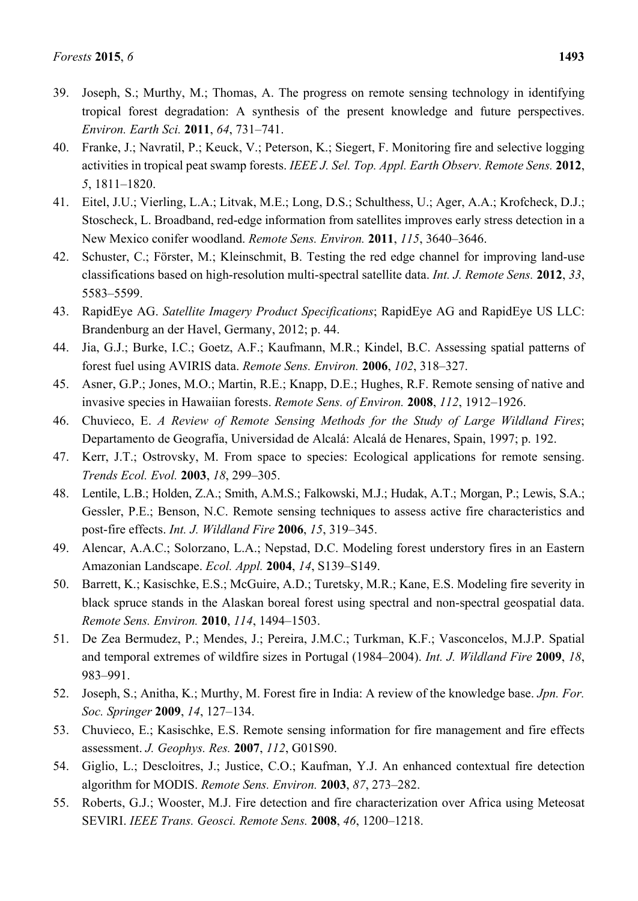39. Joseph, S.; Murthy, M.; Thomas, A. The progress on remote sensing technology in identifying tropical forest degradation: A synthesis of the present knowledge and future perspectives. *Environ. Earth Sci.* **2011**, *64*, 731–741.
40. Franke, J.; Navratil, P.; Keuck, V.; Peterson, K.; Siegert, F. Monitoring fire and selective logging activities in tropical peat swamp forests. *IEEE J. Sel. Top. Appl. Earth Observ. Remote Sens.* **2012**, *5*, 1811–1820.
41. Eitel, J.U.; Vierling, L.A.; Litvak, M.E.; Long, D.S.; Schulthess, U.; Ager, A.A.; Krofcheck, D.J.; Stoscheck, L. Broadband, red-edge information from satellites improves early stress detection in a New Mexico conifer woodland. *Remote Sens. Environ.* **2011**, *115*, 3640–3646.
42. Schuster, C.; Förster, M.; Kleinschmit, B. Testing the red edge channel for improving land-use classifications based on high-resolution multi-spectral satellite data. *Int. J. Remote Sens.* **2012**, *33*, 5583–5599.
43. RapidEye AG. *Satellite Imagery Product Specifications*; RapidEye AG and RapidEye US LLC: Brandenburg an der Havel, Germany, 2012; p. 44.
44. Jia, G.J.; Burke, I.C.; Goetz, A.F.; Kaufmann, M.R.; Kindel, B.C. Assessing spatial patterns of forest fuel using AVIRIS data. *Remote Sens. Environ.* **2006**, *102*, 318–327.
45. Asner, G.P.; Jones, M.O.; Martin, R.E.; Knapp, D.E.; Hughes, R.F. Remote sensing of native and invasive species in Hawaiian forests. *Remote Sens. of Environ.* **2008**, *112*, 1912–1926.
46. Chuvieco, E. *A Review of Remote Sensing Methods for the Study of Large Wildland Fires*; Departamento de Geografía, Universidad de Alcalá: Alcalá de Henares, Spain, 1997; p. 192.
47. Kerr, J.T.; Ostrovsky, M. From space to species: Ecological applications for remote sensing. *Trends Ecol. Evol.* **2003**, *18*, 299–305.
48. Lentile, L.B.; Holden, Z.A.; Smith, A.M.S.; Falkowski, M.J.; Hudak, A.T.; Morgan, P.; Lewis, S.A.; Gessler, P.E.; Benson, N.C. Remote sensing techniques to assess active fire characteristics and post-fire effects. *Int. J. Wildland Fire* **2006**, *15*, 319–345.
49. Alencar, A.A.C.; Solorzano, L.A.; Nepstad, D.C. Modeling forest understory fires in an Eastern Amazonian Landscape. *Ecol. Appl.* **2004**, *14*, S139–S149.
50. Barrett, K.; Kasischke, E.S.; McGuire, A.D.; Turetsky, M.R.; Kane, E.S. Modeling fire severity in black spruce stands in the Alaskan boreal forest using spectral and non-spectral geospatial data. *Remote Sens. Environ.* **2010**, *114*, 1494–1503.
51. De Zea Bermudez, P.; Mendes, J.; Pereira, J.M.C.; Turkman, K.F.; Vasconcelos, M.J.P. Spatial and temporal extremes of wildfire sizes in Portugal (1984–2004). *Int. J. Wildland Fire* **2009**, *18*, 983–991.
52. Joseph, S.; Anitha, K.; Murthy, M. Forest fire in India: A review of the knowledge base. *Jpn. For. Soc. Springer* **2009**, *14*, 127–134.
53. Chuvieco, E.; Kasischke, E.S. Remote sensing information for fire management and fire effects assessment. *J. Geophys. Res.* **2007**, *112*, G01S90.
54. Giglio, L.; Descloitres, J.; Justice, C.O.; Kaufman, Y.J. An enhanced contextual fire detection algorithm for MODIS. *Remote Sens. Environ.* **2003**, *87*, 273–282.
55. Roberts, G.J.; Wooster, M.J. Fire detection and fire characterization over Africa using Meteosat SEVIRI. *IEEE Trans. Geosci. Remote Sens.* **2008**, *46*, 1200–1218.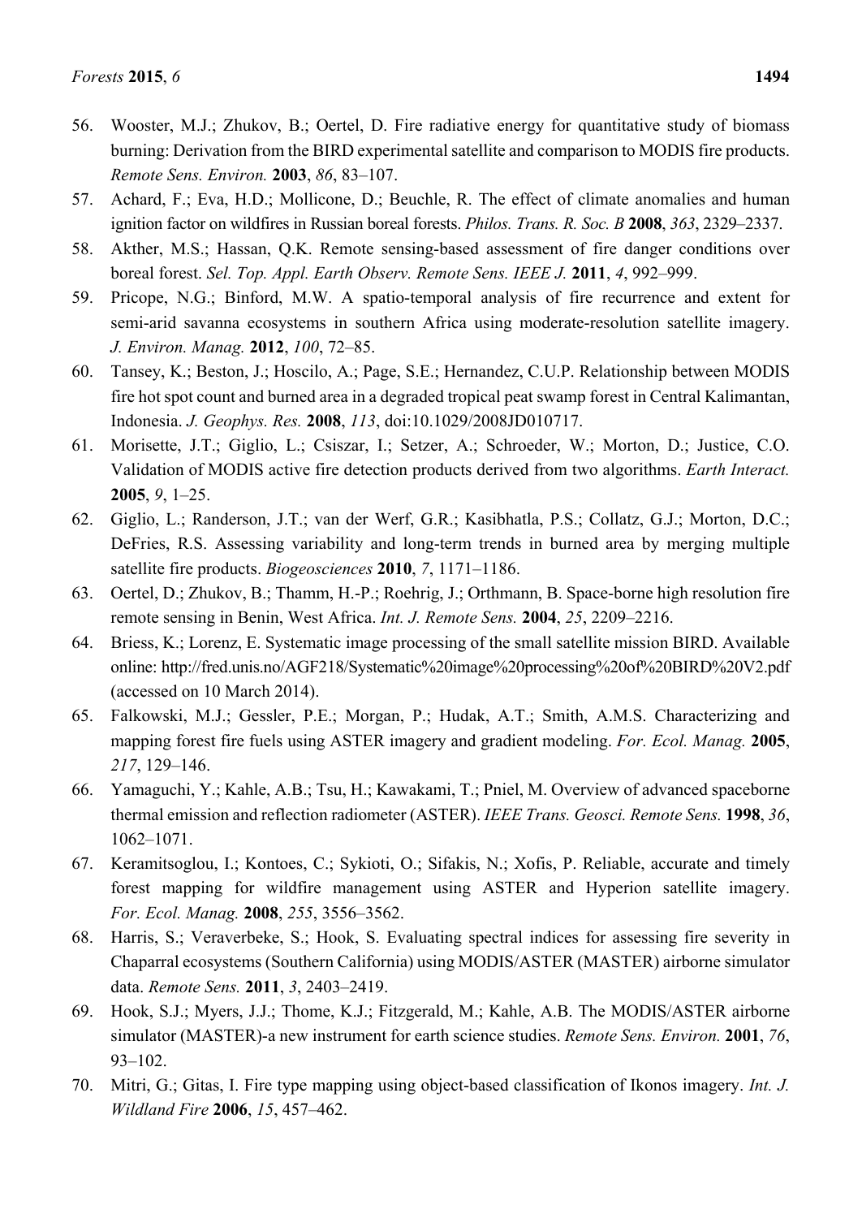56. Wooster, M.J.; Zhukov, B.; Oertel, D. Fire radiative energy for quantitative study of biomass burning: Derivation from the BIRD experimental satellite and comparison to MODIS fire products. *Remote Sens. Environ.* **2003**, *86*, 83–107.
57. Achard, F.; Eva, H.D.; Mollicone, D.; Beuchle, R. The effect of climate anomalies and human ignition factor on wildfires in Russian boreal forests. *Philos. Trans. R. Soc. B* **2008**, *363*, 2329–2337.
58. Akther, M.S.; Hassan, Q.K. Remote sensing-based assessment of fire danger conditions over boreal forest. *Sel. Top. Appl. Earth Observ. Remote Sens. IEEE J.* **2011**, *4*, 992–999.
59. Pricope, N.G.; Binford, M.W. A spatio-temporal analysis of fire recurrence and extent for semi-arid savanna ecosystems in southern Africa using moderate-resolution satellite imagery. *J. Environ. Manag.* **2012**, *100*, 72–85.
60. Tansey, K.; Beston, J.; Hoscilo, A.; Page, S.E.; Hernandez, C.U.P. Relationship between MODIS fire hot spot count and burned area in a degraded tropical peat swamp forest in Central Kalimantan, Indonesia. *J. Geophys. Res.* **2008**, *113*, doi:10.1029/2008JD010717.
61. Morisette, J.T.; Giglio, L.; Csiszar, I.; Setzer, A.; Schroeder, W.; Morton, D.; Justice, C.O. Validation of MODIS active fire detection products derived from two algorithms. *Earth Interact.* **2005**, *9*, 1–25.
62. Giglio, L.; Randerson, J.T.; van der Werf, G.R.; Kasibhatla, P.S.; Collatz, G.J.; Morton, D.C.; DeFries, R.S. Assessing variability and long-term trends in burned area by merging multiple satellite fire products. *Biogeosciences* **2010**, *7*, 1171–1186.
63. Oertel, D.; Zhukov, B.; Thamm, H.-P.; Roehrig, J.; Orthmann, B. Space-borne high resolution fire remote sensing in Benin, West Africa. *Int. J. Remote Sens.* **2004**, *25*, 2209–2216.
64. Briess, K.; Lorenz, E. Systematic image processing of the small satellite mission BIRD. Available online: http://fred.unis.no/AGF218/Systematic%20image%20processing%20of%20BIRD%20V2.pdf (accessed on 10 March 2014).
65. Falkowski, M.J.; Gessler, P.E.; Morgan, P.; Hudak, A.T.; Smith, A.M.S. Characterizing and mapping forest fire fuels using ASTER imagery and gradient modeling. *For. Ecol. Manag.* **2005**, *217*, 129–146.
66. Yamaguchi, Y.; Kahle, A.B.; Tsu, H.; Kawakami, T.; Pniel, M. Overview of advanced spaceborne thermal emission and reflection radiometer (ASTER). *IEEE Trans. Geosci. Remote Sens.* **1998**, *36*, 1062–1071.
67. Keramitsoglou, I.; Kontoes, C.; Sykioti, O.; Sifakis, N.; Xofis, P. Reliable, accurate and timely forest mapping for wildfire management using ASTER and Hyperion satellite imagery. *For. Ecol. Manag.* **2008**, *255*, 3556–3562.
68. Harris, S.; Veraverbeke, S.; Hook, S. Evaluating spectral indices for assessing fire severity in Chaparral ecosystems (Southern California) using MODIS/ASTER (MASTER) airborne simulator data. *Remote Sens.* **2011**, *3*, 2403–2419.
69. Hook, S.J.; Myers, J.J.; Thome, K.J.; Fitzgerald, M.; Kahle, A.B. The MODIS/ASTER airborne simulator (MASTER)-a new instrument for earth science studies. *Remote Sens. Environ.* **2001**, *76*, 93–102.
70. Mitri, G.; Gitas, I. Fire type mapping using object-based classification of Ikonos imagery. *Int. J. Wildland Fire* **2006**, *15*, 457–462.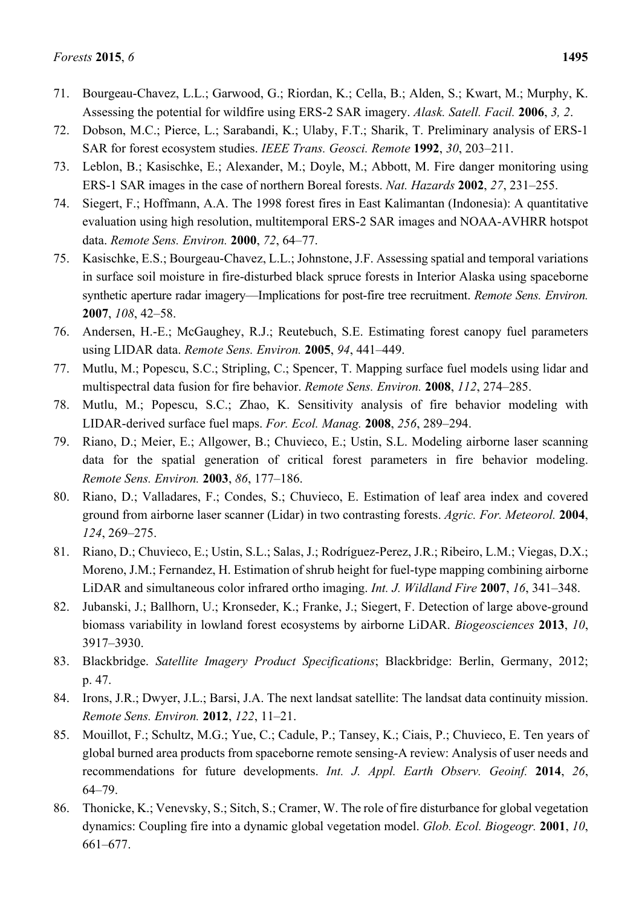71. Bourgeau-Chavez, L.L.; Garwood, G.; Riordan, K.; Cella, B.; Alden, S.; Kwart, M.; Murphy, K. Assessing the potential for wildfire using ERS-2 SAR imagery. *Alask. Satell. Facil.* **2006**, *3, 2*.
72. Dobson, M.C.; Pierce, L.; Sarabandi, K.; Ulaby, F.T.; Sharik, T. Preliminary analysis of ERS-1 SAR for forest ecosystem studies. *IEEE Trans. Geosci. Remote* **1992**, *30*, 203–211.
73. Leblon, B.; Kasischke, E.; Alexander, M.; Doyle, M.; Abbott, M. Fire danger monitoring using ERS-1 SAR images in the case of northern Boreal forests. *Nat. Hazards* **2002**, *27*, 231–255.
74. Siegert, F.; Hoffmann, A.A. The 1998 forest fires in East Kalimantan (Indonesia): A quantitative evaluation using high resolution, multitemporal ERS-2 SAR images and NOAA-AVHRR hotspot data. *Remote Sens. Environ.* **2000**, *72*, 64–77.
75. Kasischke, E.S.; Bourgeau-Chavez, L.L.; Johnstone, J.F. Assessing spatial and temporal variations in surface soil moisture in fire-disturbed black spruce forests in Interior Alaska using spaceborne synthetic aperture radar imagery—Implications for post-fire tree recruitment. *Remote Sens. Environ.* **2007**, *108*, 42–58.
76. Andersen, H.-E.; McGaughey, R.J.; Reutebuch, S.E. Estimating forest canopy fuel parameters using LIDAR data. *Remote Sens. Environ.* **2005**, *94*, 441–449.
77. Mutlu, M.; Popescu, S.C.; Stripling, C.; Spencer, T. Mapping surface fuel models using lidar and multispectral data fusion for fire behavior. *Remote Sens. Environ.* **2008**, *112*, 274–285.
78. Mutlu, M.; Popescu, S.C.; Zhao, K. Sensitivity analysis of fire behavior modeling with LIDAR-derived surface fuel maps. *For. Ecol. Manag.* **2008**, *256*, 289–294.
79. Riano, D.; Meier, E.; Allgower, B.; Chuvieco, E.; Ustin, S.L. Modeling airborne laser scanning data for the spatial generation of critical forest parameters in fire behavior modeling. *Remote Sens. Environ.* **2003**, *86*, 177–186.
80. Riano, D.; Valladares, F.; Condes, S.; Chuvieco, E. Estimation of leaf area index and covered ground from airborne laser scanner (Lidar) in two contrasting forests. *Agric. For. Meteorol.* **2004**, *124*, 269–275.
81. Riano, D.; Chuvieco, E.; Ustin, S.L.; Salas, J.; Rodríguez-Perez, J.R.; Ribeiro, L.M.; Viegas, D.X.; Moreno, J.M.; Fernandez, H. Estimation of shrub height for fuel-type mapping combining airborne LiDAR and simultaneous color infrared ortho imaging. *Int. J. Wildland Fire* **2007**, *16*, 341–348.
82. Jubanski, J.; Ballhorn, U.; Kronseder, K.; Franke, J.; Siegert, F. Detection of large above-ground biomass variability in lowland forest ecosystems by airborne LiDAR. *Biogeosciences* **2013**, *10*, 3917–3930.
83. Blackbridge. *Satellite Imagery Product Specifications*; Blackbridge: Berlin, Germany, 2012; p. 47.
84. Irons, J.R.; Dwyer, J.L.; Barsi, J.A. The next landsat satellite: The landsat data continuity mission. *Remote Sens. Environ.* **2012**, *122*, 11–21.
85. Mouillot, F.; Schultz, M.G.; Yue, C.; Cadule, P.; Tansey, K.; Ciais, P.; Chuvieco, E. Ten years of global burned area products from spaceborne remote sensing-A review: Analysis of user needs and recommendations for future developments. *Int. J. Appl. Earth Observ. Geoinf.* **2014**, *26*, 64–79.
86. Thonicke, K.; Venevsky, S.; Sitch, S.; Cramer, W. The role of fire disturbance for global vegetation dynamics: Coupling fire into a dynamic global vegetation model. *Glob. Ecol. Biogeogr.* **2001**, *10*, 661–677.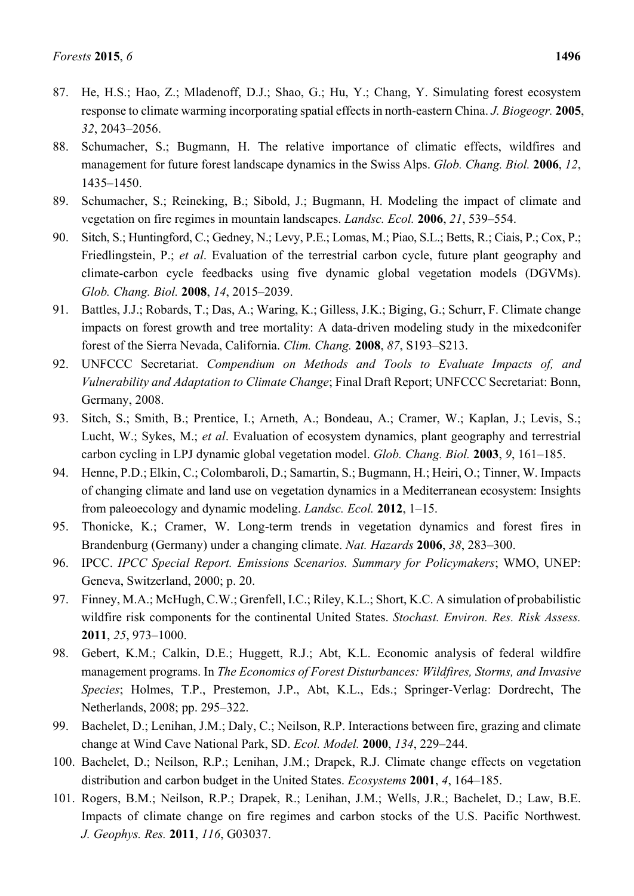87. He, H.S.; Hao, Z.; Mladenoff, D.J.; Shao, G.; Hu, Y.; Chang, Y. Simulating forest ecosystem response to climate warming incorporating spatial effects in north-eastern China. *J. Biogeogr.* **2005**, *32*, 2043–2056.
88. Schumacher, S.; Bugmann, H. The relative importance of climatic effects, wildfires and management for future forest landscape dynamics in the Swiss Alps. *Glob. Chang. Biol.* **2006**, *12*, 1435–1450.
89. Schumacher, S.; Reineking, B.; Sibold, J.; Bugmann, H. Modeling the impact of climate and vegetation on fire regimes in mountain landscapes. *Landsc. Ecol.* **2006**, *21*, 539–554.
90. Sitch, S.; Huntingford, C.; Gedney, N.; Levy, P.E.; Lomas, M.; Piao, S.L.; Betts, R.; Ciais, P.; Cox, P.; Friedlingstein, P.; *et al*. Evaluation of the terrestrial carbon cycle, future plant geography and climate-carbon cycle feedbacks using five dynamic global vegetation models (DGVMs). *Glob. Chang. Biol.* **2008**, *14*, 2015–2039.
91. Battles, J.J.; Robards, T.; Das, A.; Waring, K.; Gilless, J.K.; Biging, G.; Schurr, F. Climate change impacts on forest growth and tree mortality: A data-driven modeling study in the mixedconifer forest of the Sierra Nevada, California. *Clim. Chang.* **2008**, *87*, S193–S213.
92. UNFCCC Secretariat. *Compendium on Methods and Tools to Evaluate Impacts of, and Vulnerability and Adaptation to Climate Change*; Final Draft Report; UNFCCC Secretariat: Bonn, Germany, 2008.
93. Sitch, S.; Smith, B.; Prentice, I.; Arneth, A.; Bondeau, A.; Cramer, W.; Kaplan, J.; Levis, S.; Lucht, W.; Sykes, M.; *et al*. Evaluation of ecosystem dynamics, plant geography and terrestrial carbon cycling in LPJ dynamic global vegetation model. *Glob. Chang. Biol.* **2003**, *9*, 161–185.
94. Henne, P.D.; Elkin, C.; Colombaroli, D.; Samartin, S.; Bugmann, H.; Heiri, O.; Tinner, W. Impacts of changing climate and land use on vegetation dynamics in a Mediterranean ecosystem: Insights from paleoecology and dynamic modeling. *Landsc. Ecol.* **2012**, 1–15.
95. Thonicke, K.; Cramer, W. Long-term trends in vegetation dynamics and forest fires in Brandenburg (Germany) under a changing climate. *Nat. Hazards* **2006**, *38*, 283–300.
96. IPCC. *IPCC Special Report. Emissions Scenarios. Summary for Policymakers*; WMO, UNEP: Geneva, Switzerland, 2000; p. 20.
97. Finney, M.A.; McHugh, C.W.; Grenfell, I.C.; Riley, K.L.; Short, K.C. A simulation of probabilistic wildfire risk components for the continental United States. *Stochast. Environ. Res. Risk Assess.* **2011**, *25*, 973–1000.
98. Gebert, K.M.; Calkin, D.E.; Huggett, R.J.; Abt, K.L. Economic analysis of federal wildfire management programs. In *The Economics of Forest Disturbances: Wildfires, Storms, and Invasive Species*; Holmes, T.P., Prestemon, J.P., Abt, K.L., Eds.; Springer-Verlag: Dordrecht, The Netherlands, 2008; pp. 295–322.
99. Bachelet, D.; Lenihan, J.M.; Daly, C.; Neilson, R.P. Interactions between fire, grazing and climate change at Wind Cave National Park, SD. *Ecol. Model.* **2000**, *134*, 229–244.
100. Bachelet, D.; Neilson, R.P.; Lenihan, J.M.; Drapek, R.J. Climate change effects on vegetation distribution and carbon budget in the United States. *Ecosystems* **2001**, *4*, 164–185.
101. Rogers, B.M.; Neilson, R.P.; Drapek, R.; Lenihan, J.M.; Wells, J.R.; Bachelet, D.; Law, B.E. Impacts of climate change on fire regimes and carbon stocks of the U.S. Pacific Northwest. *J. Geophys. Res.* **2011**, *116*, G03037.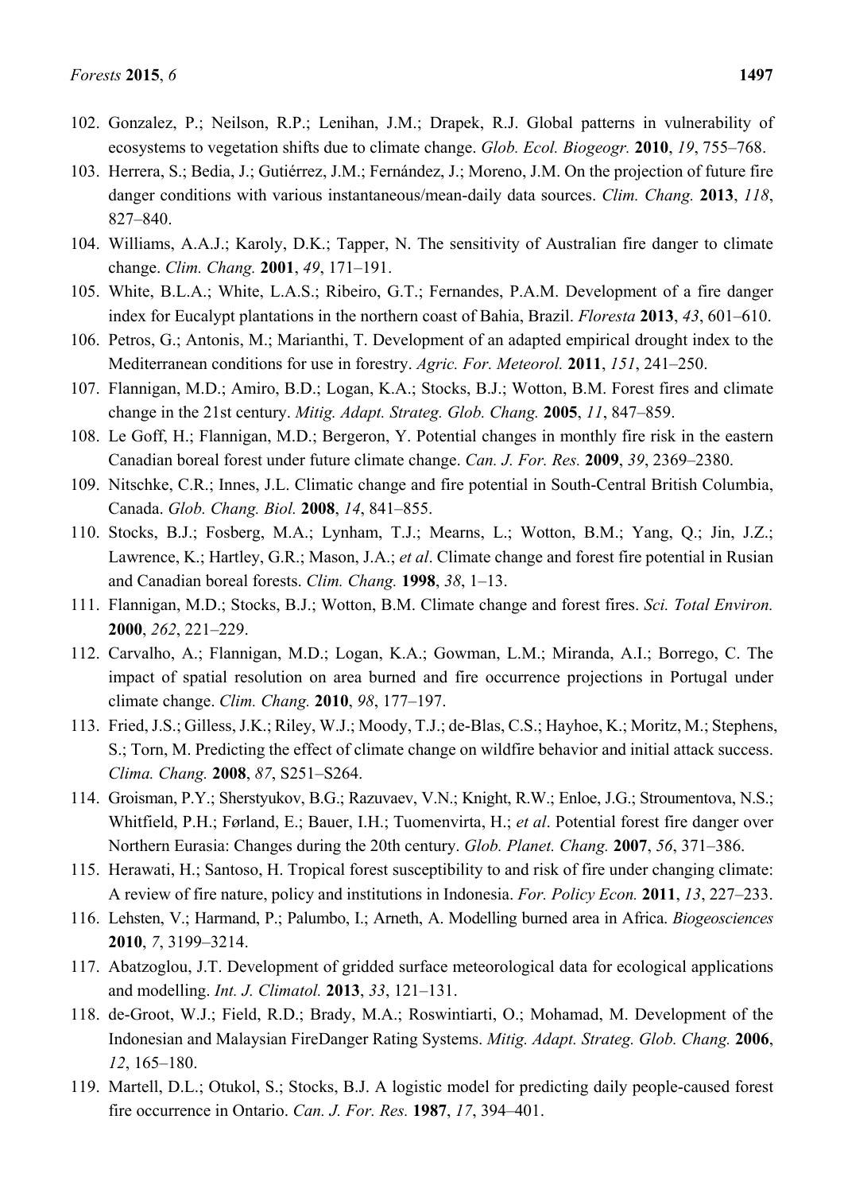102. Gonzalez, P.; Neilson, R.P.; Lenihan, J.M.; Drapek, R.J. Global patterns in vulnerability of ecosystems to vegetation shifts due to climate change. *Glob. Ecol. Biogeogr.* **2010**, *19*, 755–768.
103. Herrera, S.; Bedia, J.; Gutiérrez, J.M.; Fernández, J.; Moreno, J.M. On the projection of future fire danger conditions with various instantaneous/mean-daily data sources. *Clim. Chang.* **2013**, *118*, 827–840.
104. Williams, A.A.J.; Karoly, D.K.; Tapper, N. The sensitivity of Australian fire danger to climate change. *Clim. Chang.* **2001**, *49*, 171–191.
105. White, B.L.A.; White, L.A.S.; Ribeiro, G.T.; Fernandes, P.A.M. Development of a fire danger index for Eucalypt plantations in the northern coast of Bahia, Brazil. *Floresta* **2013**, *43*, 601–610.
106. Petros, G.; Antonis, M.; Marianthi, T. Development of an adapted empirical drought index to the Mediterranean conditions for use in forestry. *Agric. For. Meteorol.* **2011**, *151*, 241–250.
107. Flannigan, M.D.; Amiro, B.D.; Logan, K.A.; Stocks, B.J.; Wotton, B.M. Forest fires and climate change in the 21st century. *Mitig. Adapt. Strateg. Glob. Chang.* **2005**, *11*, 847–859.
108. Le Goff, H.; Flannigan, M.D.; Bergeron, Y. Potential changes in monthly fire risk in the eastern Canadian boreal forest under future climate change. *Can. J. For. Res.* **2009**, *39*, 2369–2380.
109. Nitschke, C.R.; Innes, J.L. Climatic change and fire potential in South-Central British Columbia, Canada. *Glob. Chang. Biol.* **2008**, *14*, 841–855.
110. Stocks, B.J.; Fosberg, M.A.; Lynham, T.J.; Mearns, L.; Wotton, B.M.; Yang, Q.; Jin, J.Z.; Lawrence, K.; Hartley, G.R.; Mason, J.A.; *et al*. Climate change and forest fire potential in Rusian and Canadian boreal forests. *Clim. Chang.* **1998**, *38*, 1–13.
111. Flannigan, M.D.; Stocks, B.J.; Wotton, B.M. Climate change and forest fires. *Sci. Total Environ.* **2000**, *262*, 221–229.
112. Carvalho, A.; Flannigan, M.D.; Logan, K.A.; Gowman, L.M.; Miranda, A.I.; Borrego, C. The impact of spatial resolution on area burned and fire occurrence projections in Portugal under climate change. *Clim. Chang.* **2010**, *98*, 177–197.
113. Fried, J.S.; Gilless, J.K.; Riley, W.J.; Moody, T.J.; de-Blas, C.S.; Hayhoe, K.; Moritz, M.; Stephens, S.; Torn, M. Predicting the effect of climate change on wildfire behavior and initial attack success. *Clima. Chang.* **2008**, *87*, S251–S264.
114. Groisman, P.Y.; Sherstyukov, B.G.; Razuvaev, V.N.; Knight, R.W.; Enloe, J.G.; Stroumentova, N.S.; Whitfield, P.H.; Førland, E.; Bauer, I.H.; Tuomenvirta, H.; *et al*. Potential forest fire danger over Northern Eurasia: Changes during the 20th century. *Glob. Planet. Chang.* **2007**, *56*, 371–386.
115. Herawati, H.; Santoso, H. Tropical forest susceptibility to and risk of fire under changing climate: A review of fire nature, policy and institutions in Indonesia. *For. Policy Econ.* **2011**, *13*, 227–233.
116. Lehsten, V.; Harmand, P.; Palumbo, I.; Arneth, A. Modelling burned area in Africa. *Biogeosciences* **2010**, *7*, 3199–3214.
117. Abatzoglou, J.T. Development of gridded surface meteorological data for ecological applications and modelling. *Int. J. Climatol.* **2013**, *33*, 121–131.
118. de-Groot, W.J.; Field, R.D.; Brady, M.A.; Roswintiarti, O.; Mohamad, M. Development of the Indonesian and Malaysian FireDanger Rating Systems. *Mitig. Adapt. Strateg. Glob. Chang.* **2006**, *12*, 165–180.
119. Martell, D.L.; Otukol, S.; Stocks, B.J. A logistic model for predicting daily people-caused forest fire occurrence in Ontario. *Can. J. For. Res.* **1987**, *17*, 394–401.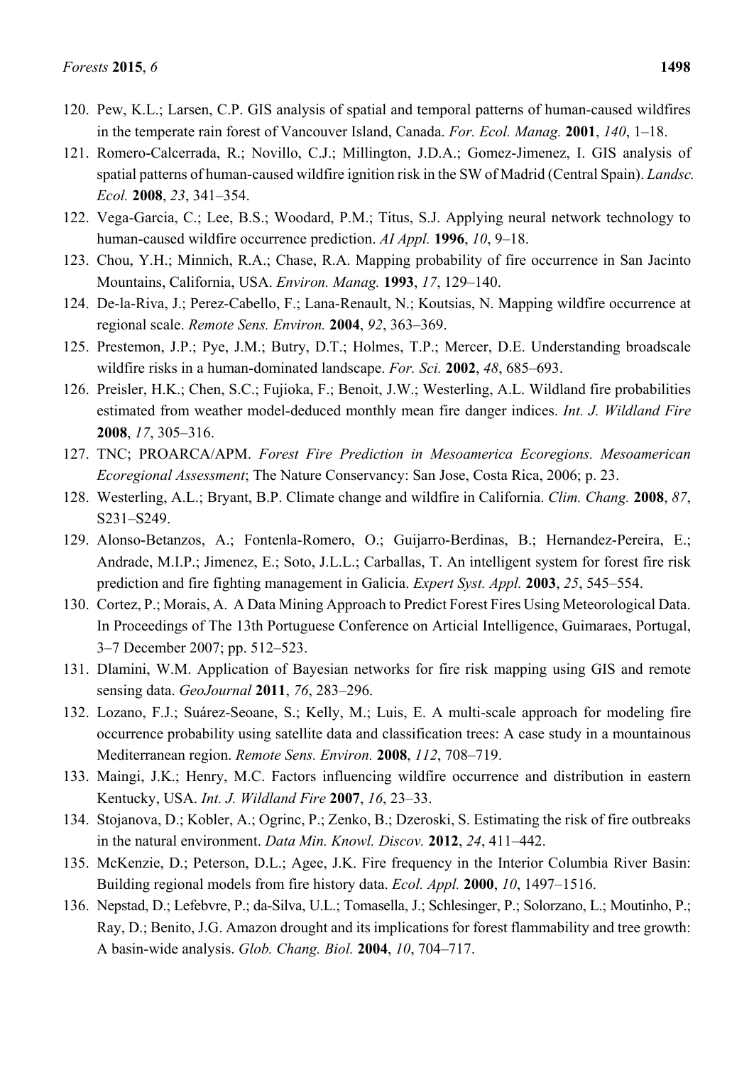120. Pew, K.L.; Larsen, C.P. GIS analysis of spatial and temporal patterns of human-caused wildfires in the temperate rain forest of Vancouver Island, Canada. *For. Ecol. Manag.* **2001**, *140*, 1–18.
121. Romero-Calcerrada, R.; Novillo, C.J.; Millington, J.D.A.; Gomez-Jimenez, I. GIS analysis of spatial patterns of human-caused wildfire ignition risk in the SW of Madrid (Central Spain). *Landsc. Ecol.* **2008**, *23*, 341–354.
122. Vega-Garcia, C.; Lee, B.S.; Woodard, P.M.; Titus, S.J. Applying neural network technology to human-caused wildfire occurrence prediction. *AI Appl.* **1996**, *10*, 9–18.
123. Chou, Y.H.; Minnich, R.A.; Chase, R.A. Mapping probability of fire occurrence in San Jacinto Mountains, California, USA. *Environ. Manag.* **1993**, *17*, 129–140.
124. De-la-Riva, J.; Perez-Cabello, F.; Lana-Renault, N.; Koutsias, N. Mapping wildfire occurrence at regional scale. *Remote Sens. Environ.* **2004**, *92*, 363–369.
125. Prestemon, J.P.; Pye, J.M.; Butry, D.T.; Holmes, T.P.; Mercer, D.E. Understanding broadscale wildfire risks in a human-dominated landscape. *For. Sci.* **2002**, *48*, 685–693.
126. Preisler, H.K.; Chen, S.C.; Fujioka, F.; Benoit, J.W.; Westerling, A.L. Wildland fire probabilities estimated from weather model-deduced monthly mean fire danger indices. *Int. J. Wildland Fire* **2008**, *17*, 305–316.
127. TNC; PROARCA/APM. *Forest Fire Prediction in Mesoamerica Ecoregions. Mesoamerican Ecoregional Assessment*; The Nature Conservancy: San Jose, Costa Rica, 2006; p. 23.
128. Westerling, A.L.; Bryant, B.P. Climate change and wildfire in California. *Clim. Chang.* **2008**, *87*, S231–S249.
129. Alonso-Betanzos, A.; Fontenla-Romero, O.; Guijarro-Berdinas, B.; Hernandez-Pereira, E.; Andrade, M.I.P.; Jimenez, E.; Soto, J.L.L.; Carballas, T. An intelligent system for forest fire risk prediction and fire fighting management in Galicia. *Expert Syst. Appl.* **2003**, *25*, 545–554.
130. Cortez, P.; Morais, A. A Data Mining Approach to Predict Forest Fires Using Meteorological Data. In Proceedings of The 13th Portuguese Conference on Articial Intelligence, Guimaraes, Portugal, 3–7 December 2007; pp. 512–523.
131. Dlamini, W.M. Application of Bayesian networks for fire risk mapping using GIS and remote sensing data. *GeoJournal* **2011**, *76*, 283–296.
132. Lozano, F.J.; Suárez-Seoane, S.; Kelly, M.; Luis, E. A multi-scale approach for modeling fire occurrence probability using satellite data and classification trees: A case study in a mountainous Mediterranean region. *Remote Sens. Environ.* **2008**, *112*, 708–719.
133. Maingi, J.K.; Henry, M.C. Factors influencing wildfire occurrence and distribution in eastern Kentucky, USA. *Int. J. Wildland Fire* **2007**, *16*, 23–33.
134. Stojanova, D.; Kobler, A.; Ogrinc, P.; Zenko, B.; Dzeroski, S. Estimating the risk of fire outbreaks in the natural environment. *Data Min. Knowl. Discov.* **2012**, *24*, 411–442.
135. McKenzie, D.; Peterson, D.L.; Agee, J.K. Fire frequency in the Interior Columbia River Basin: Building regional models from fire history data. *Ecol. Appl.* **2000**, *10*, 1497–1516.
136. Nepstad, D.; Lefebvre, P.; da-Silva, U.L.; Tomasella, J.; Schlesinger, P.; Solorzano, L.; Moutinho, P.; Ray, D.; Benito, J.G. Amazon drought and its implications for forest flammability and tree growth: A basin-wide analysis. *Glob. Chang. Biol.* **2004**, *10*, 704–717.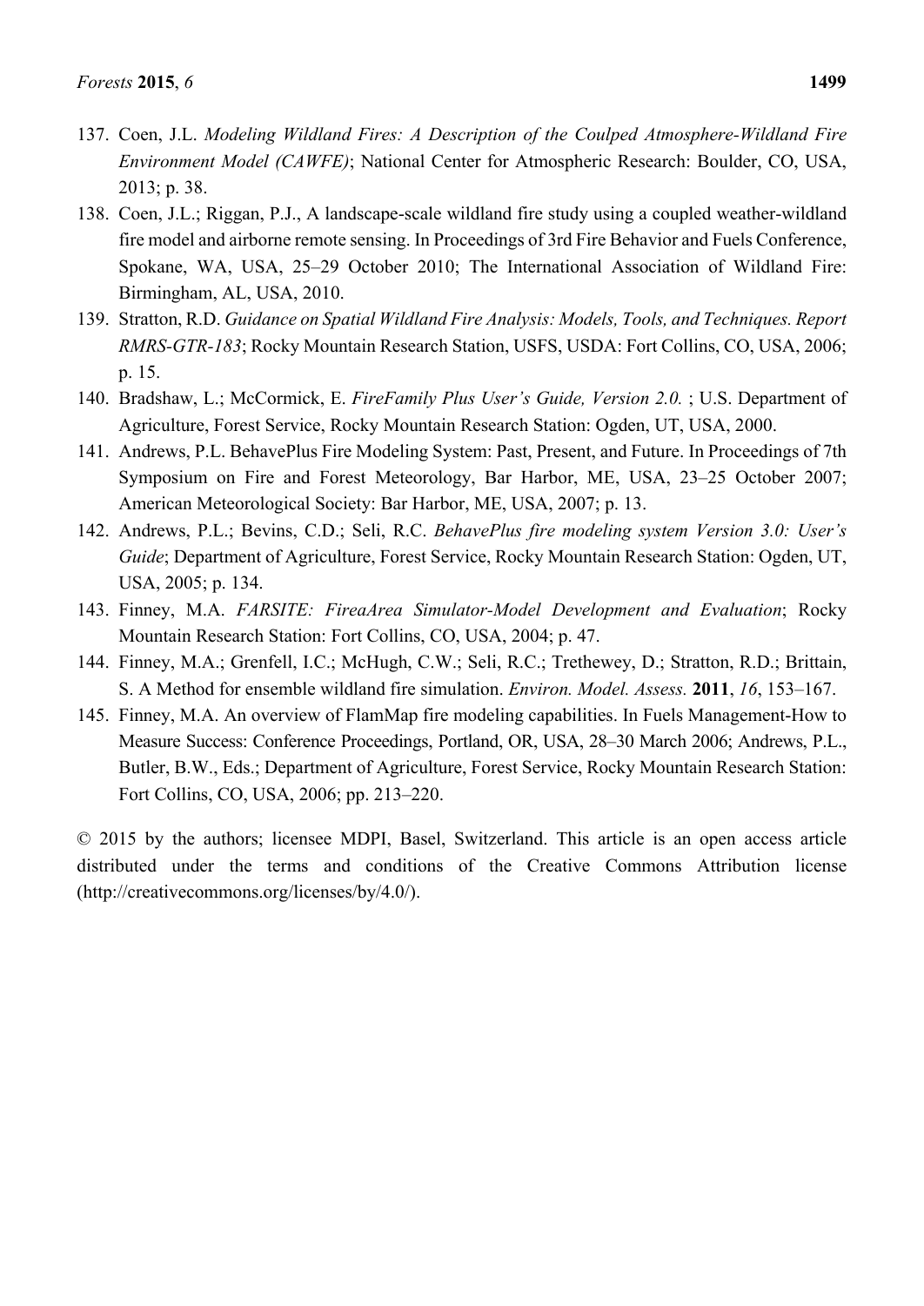137. Coen, J.L. *Modeling Wildland Fires: A Description of the Coulped Atmosphere-Wildland Fire Environment Model (CAWFE)*; National Center for Atmospheric Research: Boulder, CO, USA, 2013; p. 38.
138. Coen, J.L.; Riggan, P.J., A landscape-scale wildland fire study using a coupled weather-wildland fire model and airborne remote sensing. In Proceedings of 3rd Fire Behavior and Fuels Conference, Spokane, WA, USA, 25–29 October 2010; The International Association of Wildland Fire: Birmingham, AL, USA, 2010.
139. Stratton, R.D. *Guidance on Spatial Wildland Fire Analysis: Models, Tools, and Techniques. Report RMRS-GTR-183*; Rocky Mountain Research Station, USFS, USDA: Fort Collins, CO, USA, 2006; p. 15.
140. Bradshaw, L.; McCormick, E. *FireFamily Plus User's Guide, Version 2.0.* ; U.S. Department of Agriculture, Forest Service, Rocky Mountain Research Station: Ogden, UT, USA, 2000.
141. Andrews, P.L. BehavePlus Fire Modeling System: Past, Present, and Future. In Proceedings of 7th Symposium on Fire and Forest Meteorology, Bar Harbor, ME, USA, 23–25 October 2007; American Meteorological Society: Bar Harbor, ME, USA, 2007; p. 13.
142. Andrews, P.L.; Bevins, C.D.; Seli, R.C. *BehavePlus fire modeling system Version 3.0: User's Guide*; Department of Agriculture, Forest Service, Rocky Mountain Research Station: Ogden, UT, USA, 2005; p. 134.
143. Finney, M.A. *FARSITE: FireaArea Simulator-Model Development and Evaluation*; Rocky Mountain Research Station: Fort Collins, CO, USA, 2004; p. 47.
144. Finney, M.A.; Grenfell, I.C.; McHugh, C.W.; Seli, R.C.; Trethewey, D.; Stratton, R.D.; Brittain, S. A Method for ensemble wildland fire simulation. *Environ. Model. Assess.* **2011**, *16*, 153–167.
145. Finney, M.A. An overview of FlamMap fire modeling capabilities. In Fuels Management-How to Measure Success: Conference Proceedings, Portland, OR, USA, 28–30 March 2006; Andrews, P.L., Butler, B.W., Eds.; Department of Agriculture, Forest Service, Rocky Mountain Research Station: Fort Collins, CO, USA, 2006; pp. 213–220.

© 2015 by the authors; licensee MDPI, Basel, Switzerland. This article is an open access article distributed under the terms and conditions of the Creative Commons Attribution license (http://creativecommons.org/licenses/by/4.0/).